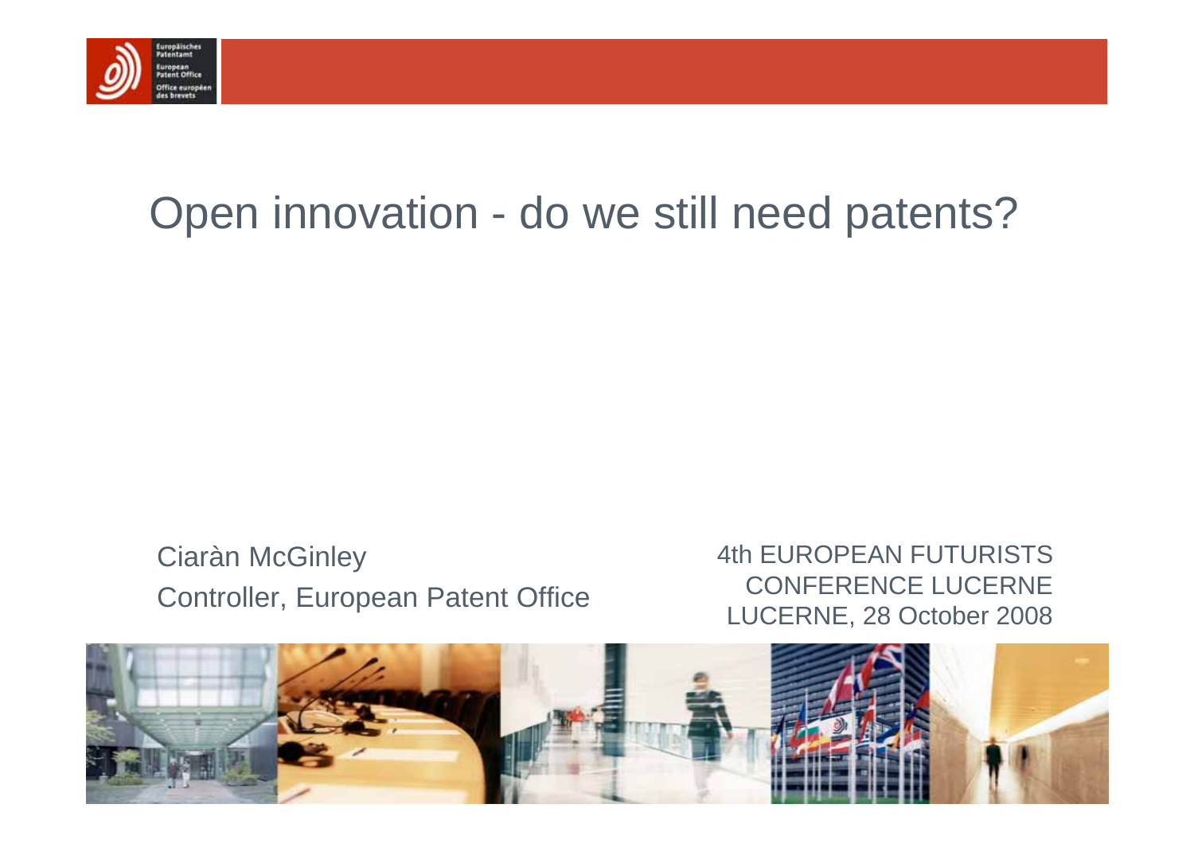# Open innovation - do we still need patents?

Ciaràn McGinley
Controller, European Patent Office

4th EUROPEAN FUTURISTS CONFERENCE LUCERNE
LUCERNE, 28 October 2008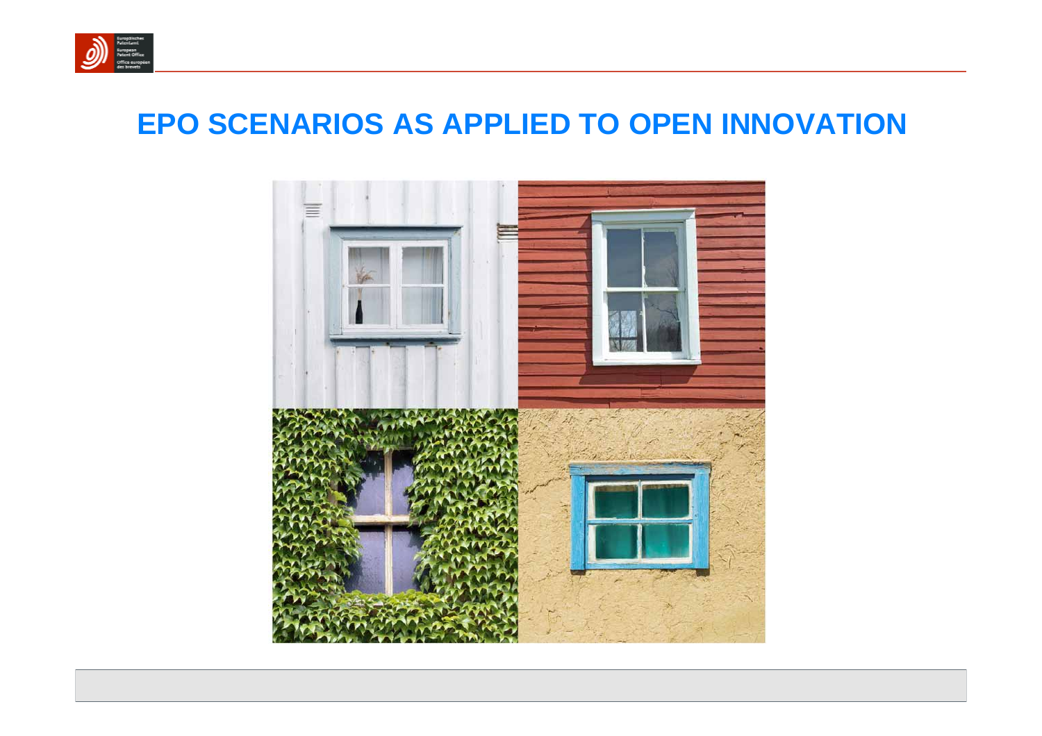# EPO SCENARIOS AS APPLIED TO OPEN INNOVATION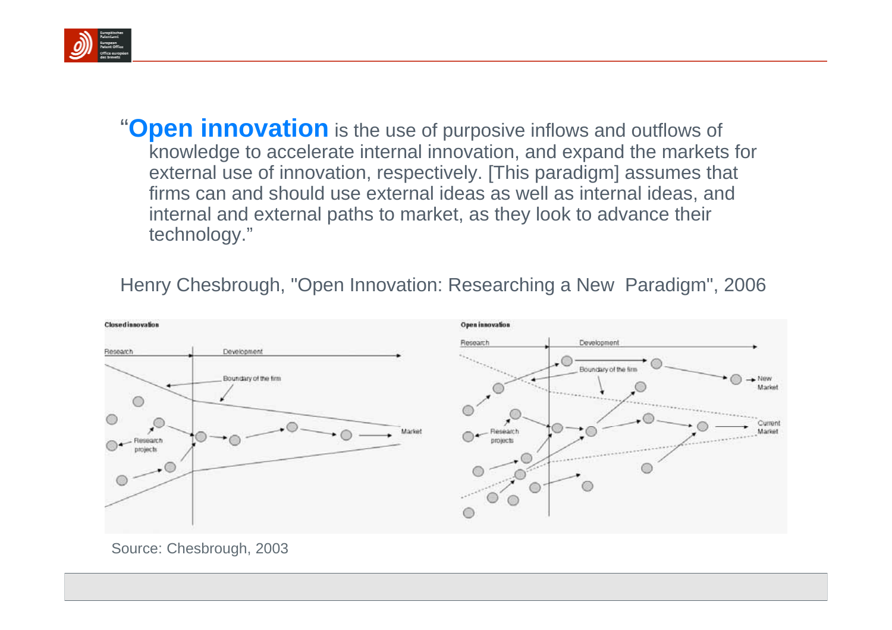"**Open innovation** is the use of purposive inflows and outflows of knowledge to accelerate internal innovation, and expand the markets for external use of innovation, respectively. [This paradigm] assumes that firms can and should use external ideas as well as internal ideas, and internal and external paths to market, as they look to advance their technology."

Henry Chesbrough, "Open Innovation: Researching a New Paradigm", 2006

Source: Chesbrough, 2003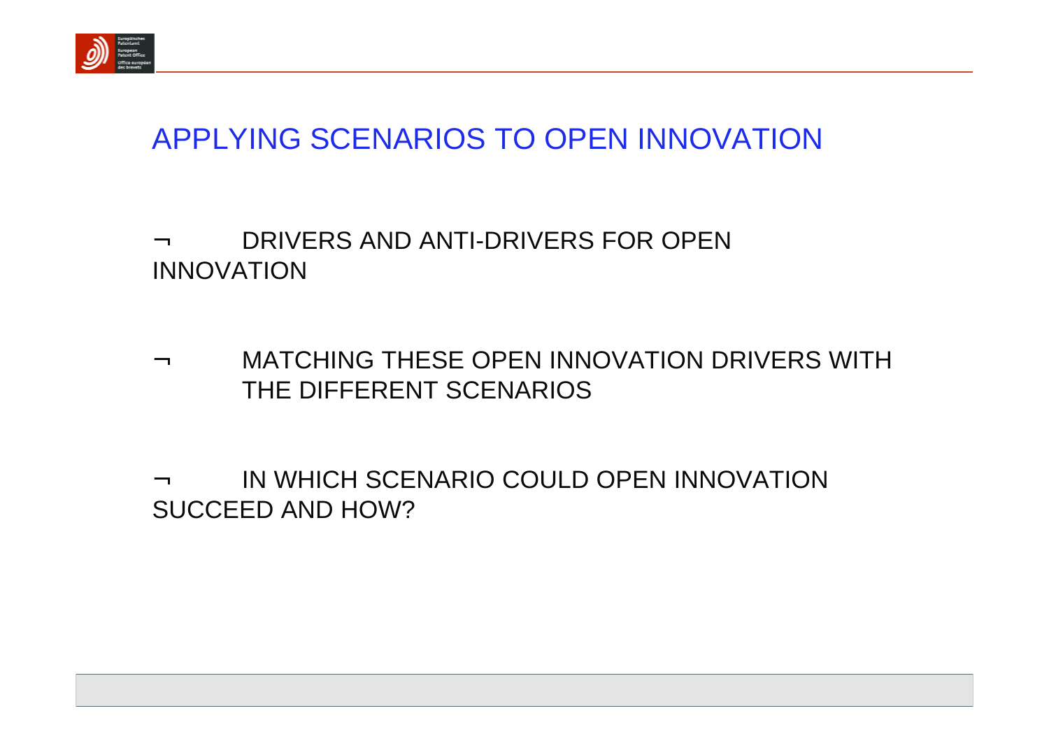# APPLYING SCENARIOS TO OPEN INNOVATION

- DRIVERS AND ANTI-DRIVERS FOR OPEN INNOVATION
- MATCHING THESE OPEN INNOVATION DRIVERS WITH THE DIFFERENT SCENARIOS
- IN WHICH SCENARIO COULD OPEN INNOVATION SUCCEED AND HOW?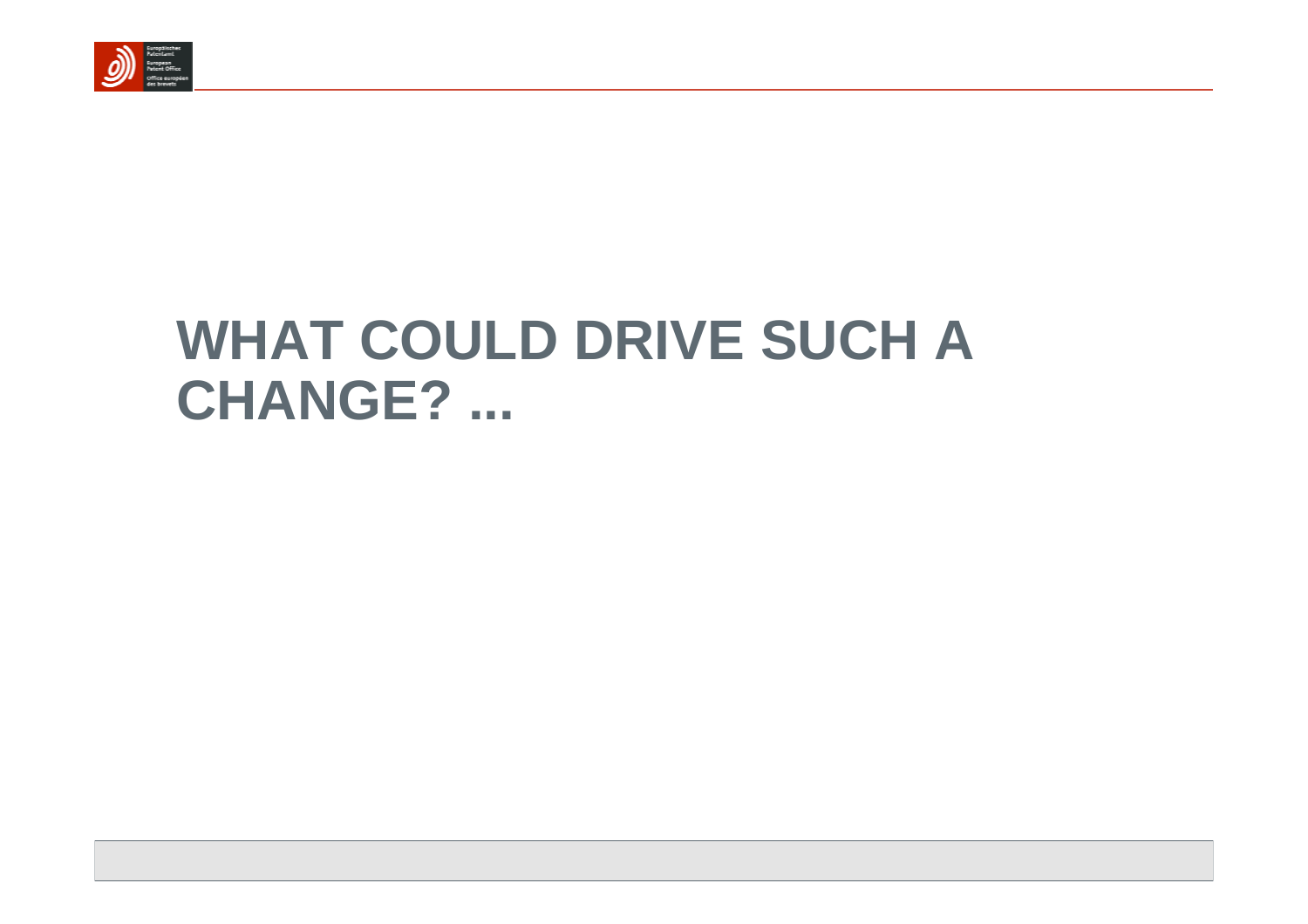# WHAT COULD DRIVE SUCH A CHANGE? ...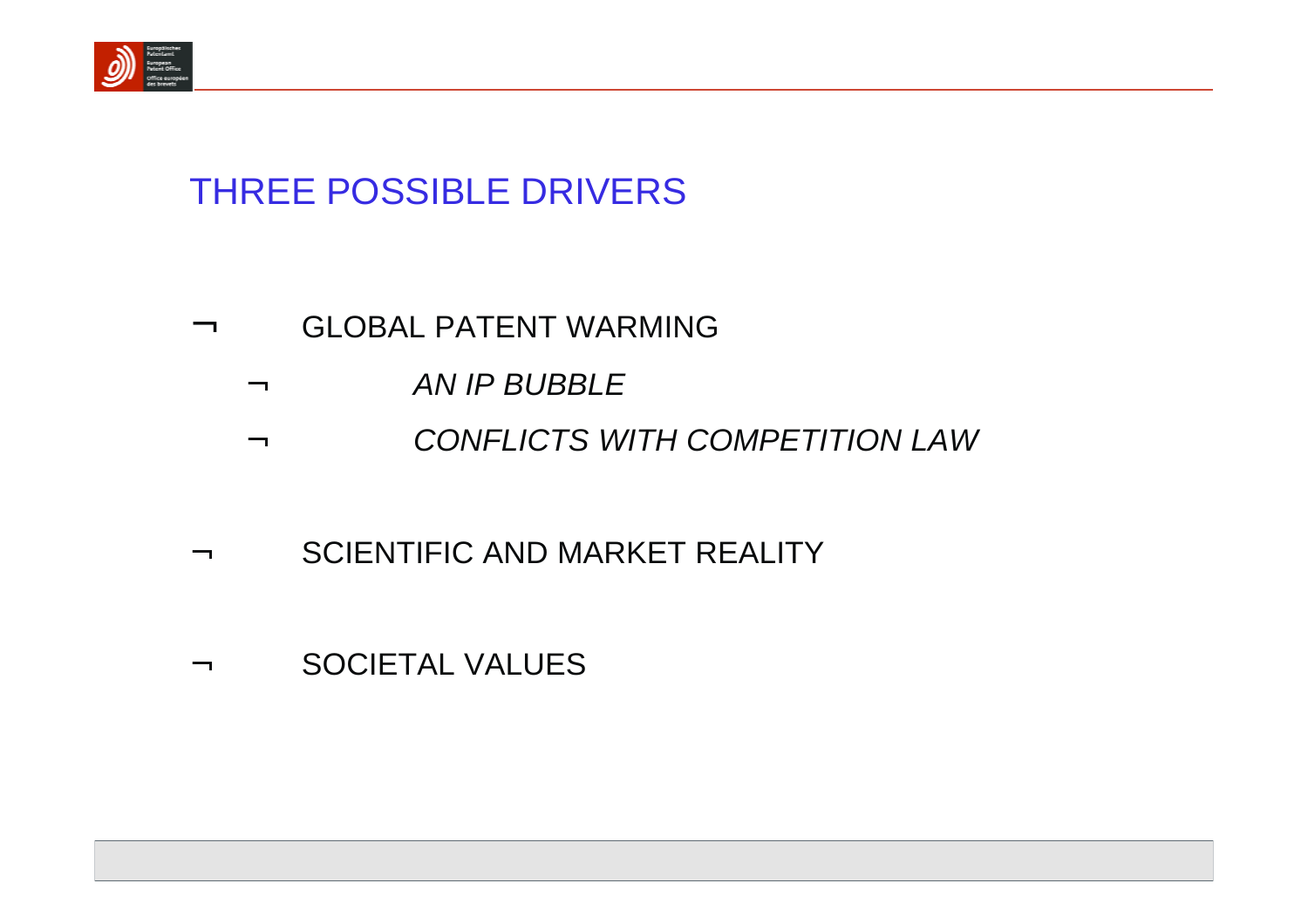# THREE POSSIBLE DRIVERS

- GLOBAL PATENT WARMING
  - *AN IP BUBBLE*
  - *CONFLICTS WITH COMPETITION LAW*
- SCIENTIFIC AND MARKET REALITY
- SOCIETAL VALUES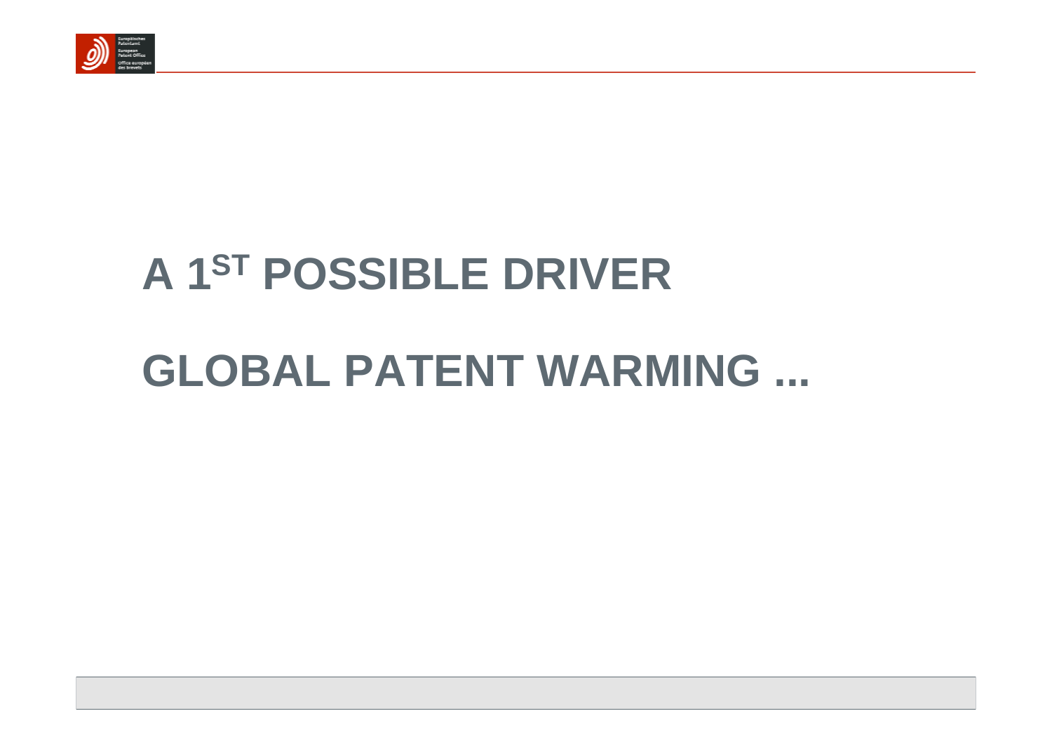# A 1ST POSSIBLE DRIVER

# GLOBAL PATENT WARMING ...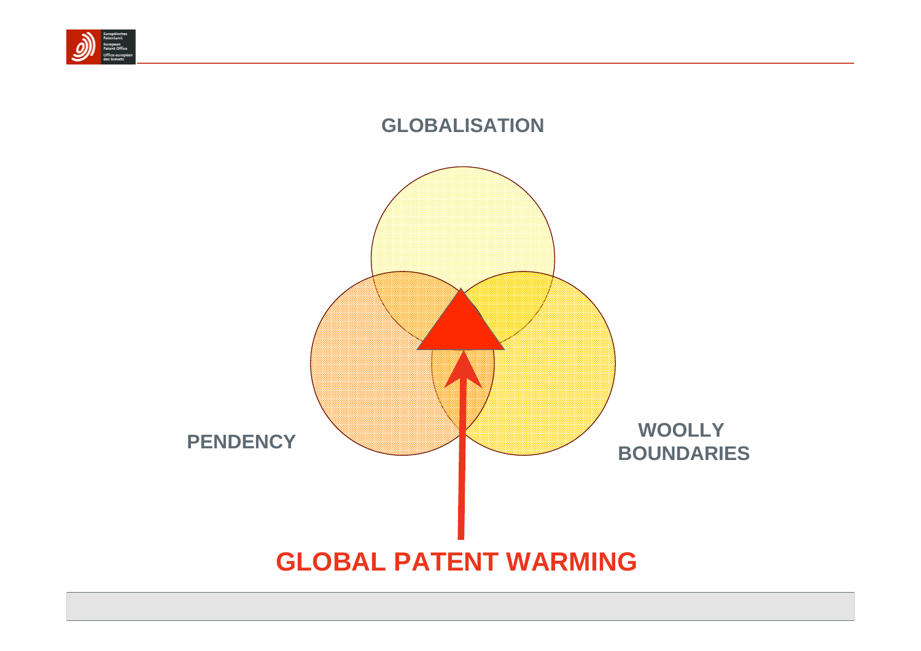GLOBALISATION

PENDENCY

WOOLLY BOUNDARIES

**GLOBAL PATENT WARMING**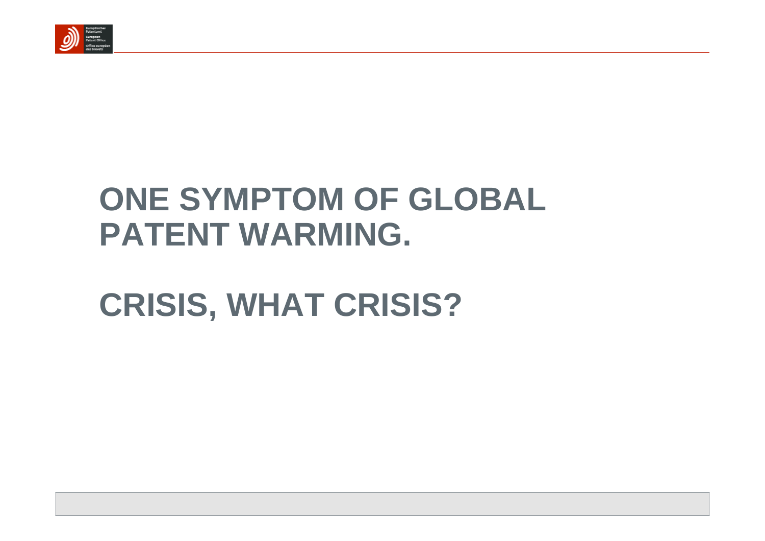# ONE SYMPTOM OF GLOBAL PATENT WARMING.

# CRISIS, WHAT CRISIS?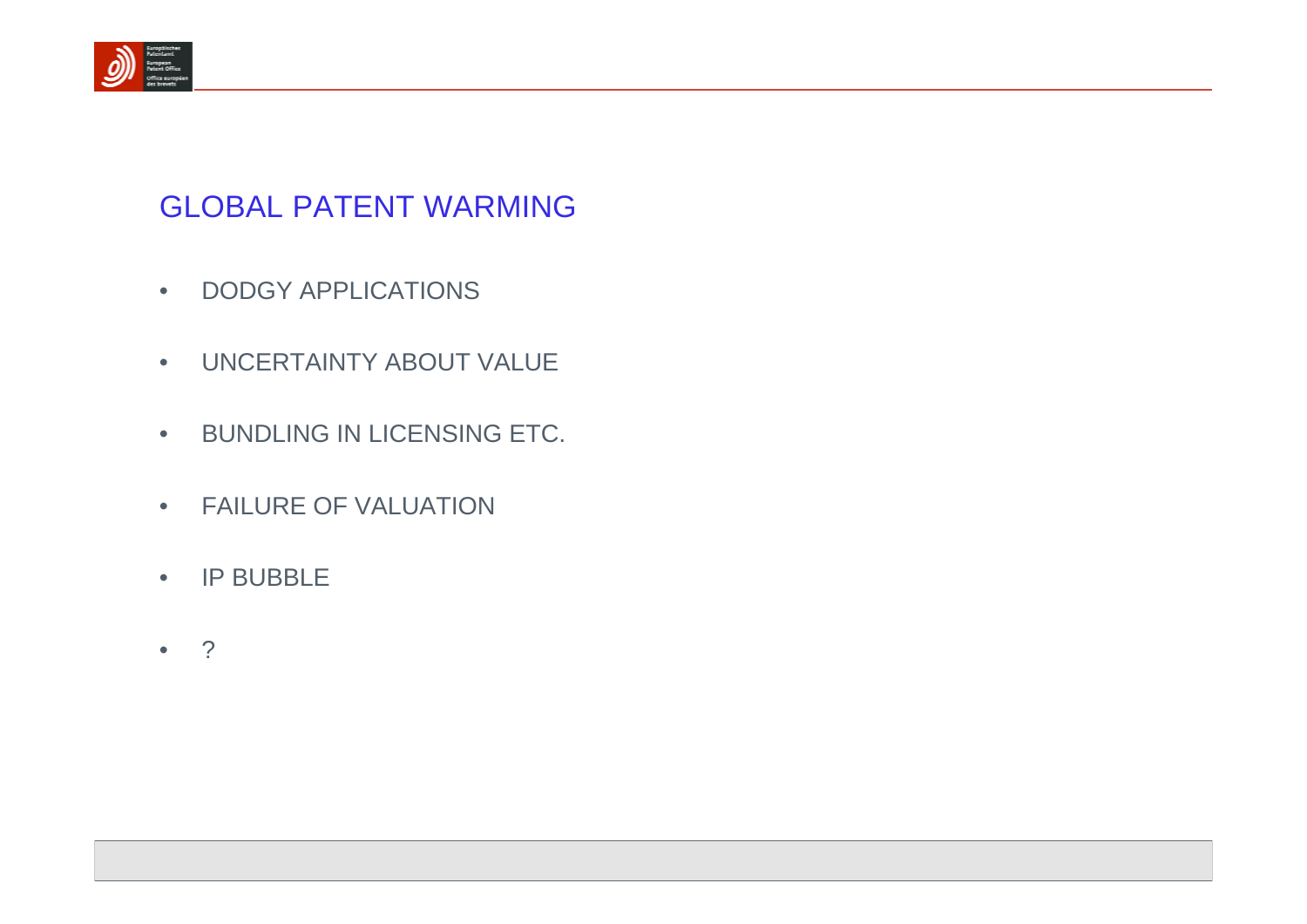# GLOBAL PATENT WARMING

- DODGY APPLICATIONS
- UNCERTAINTY ABOUT VALUE
- BUNDLING IN LICENSING ETC.
- FAILURE OF VALUATION
- IP BUBBLE
- ?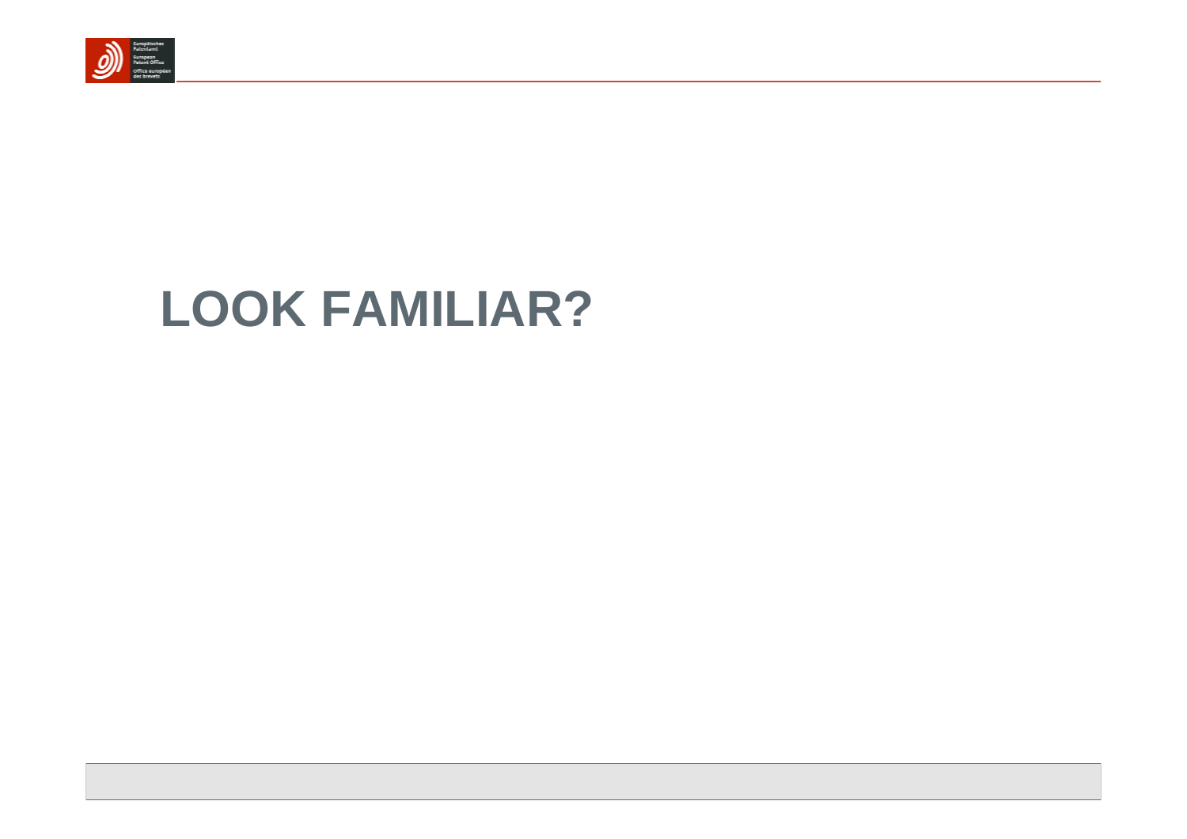# LOOK FAMILIAR?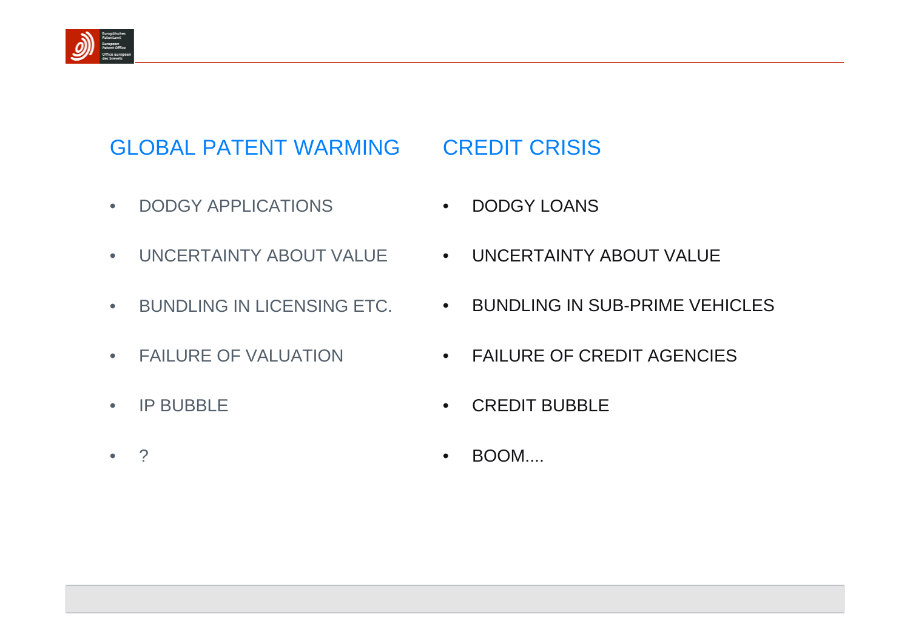## GLOBAL PATENT WARMING

- DODGY APPLICATIONS
- UNCERTAINTY ABOUT VALUE
- BUNDLING IN LICENSING ETC.
- FAILURE OF VALUATION
- IP BUBBLE
- ?

## CREDIT CRISIS

- DODGY LOANS
- UNCERTAINTY ABOUT VALUE
- BUNDLING IN SUB-PRIME VEHICLES
- FAILURE OF CREDIT AGENCIES
- CREDIT BUBBLE
- BOOM....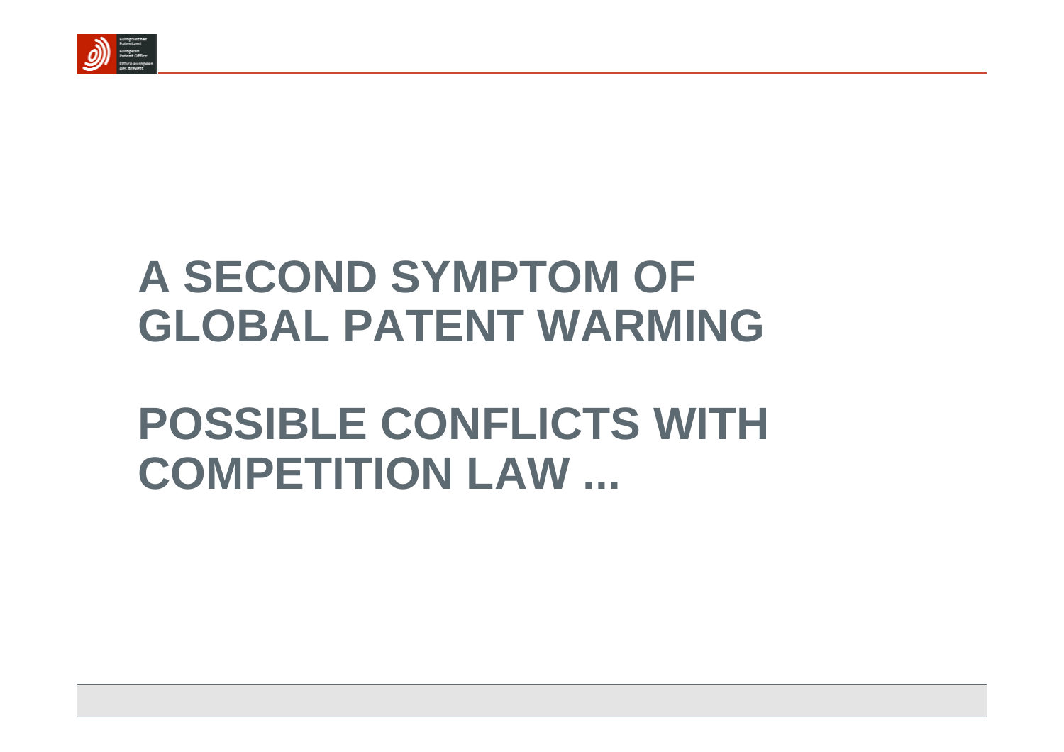# A SECOND SYMPTOM OF GLOBAL PATENT WARMING

# POSSIBLE CONFLICTS WITH COMPETITION LAW ...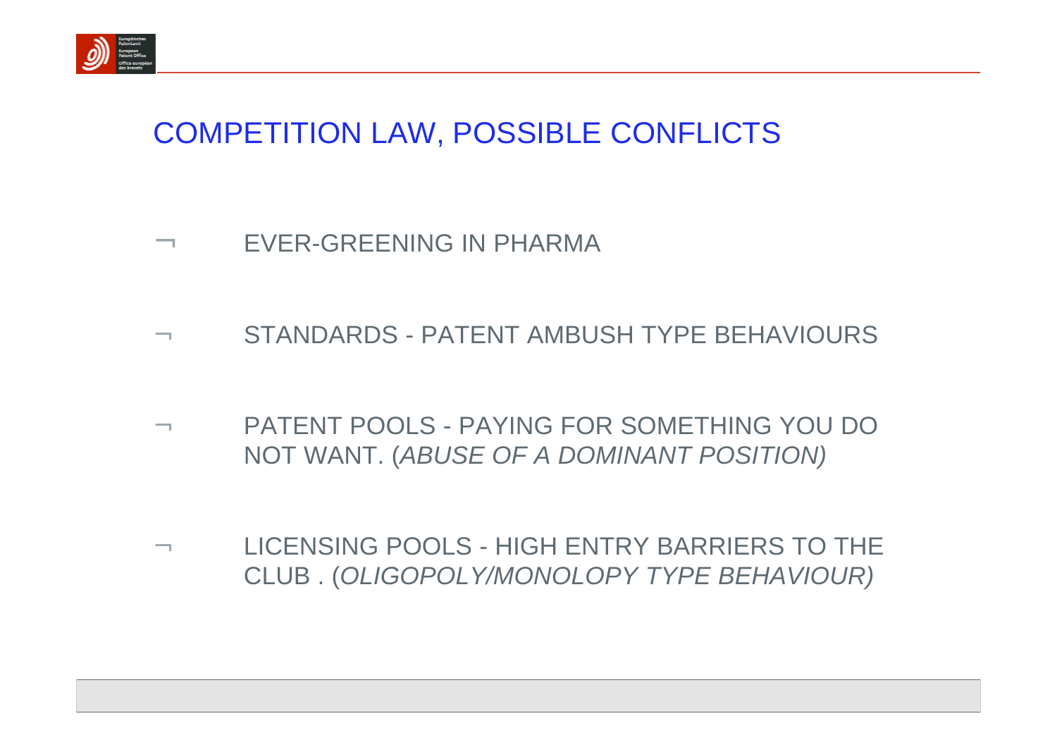# COMPETITION LAW, POSSIBLE CONFLICTS

- EVER-GREENING IN PHARMA
- STANDARDS - PATENT AMBUSH TYPE BEHAVIOURS
- PATENT POOLS - PAYING FOR SOMETHING YOU DO NOT WANT. (*ABUSE OF A DOMINANT POSITION)*
- LICENSING POOLS - HIGH ENTRY BARRIERS TO THE CLUB . (*OLIGOPOLY/MONOLOPY TYPE BEHAVIOUR)*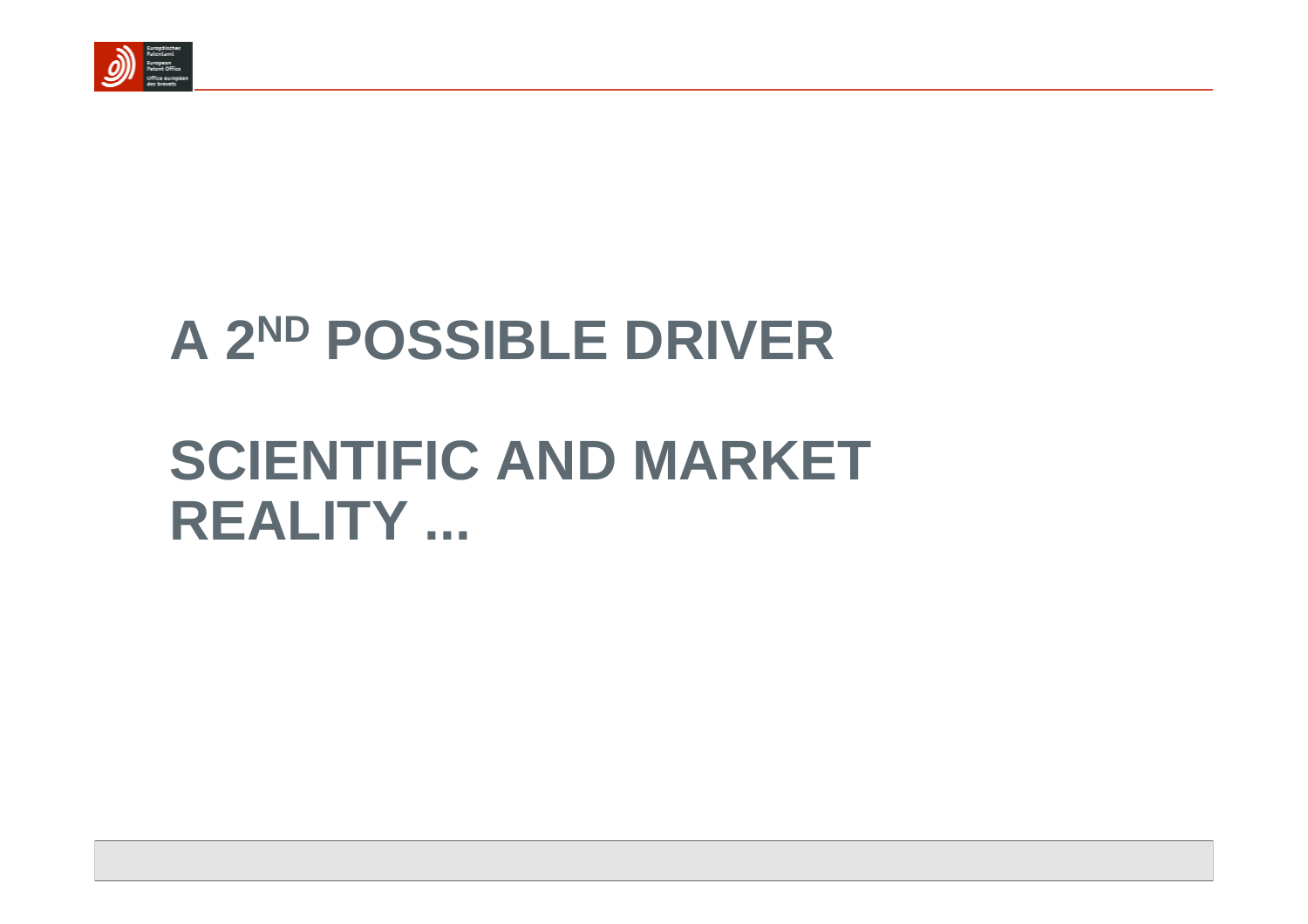# A 2ND POSSIBLE DRIVER

# SCIENTIFIC AND MARKET REALITY ...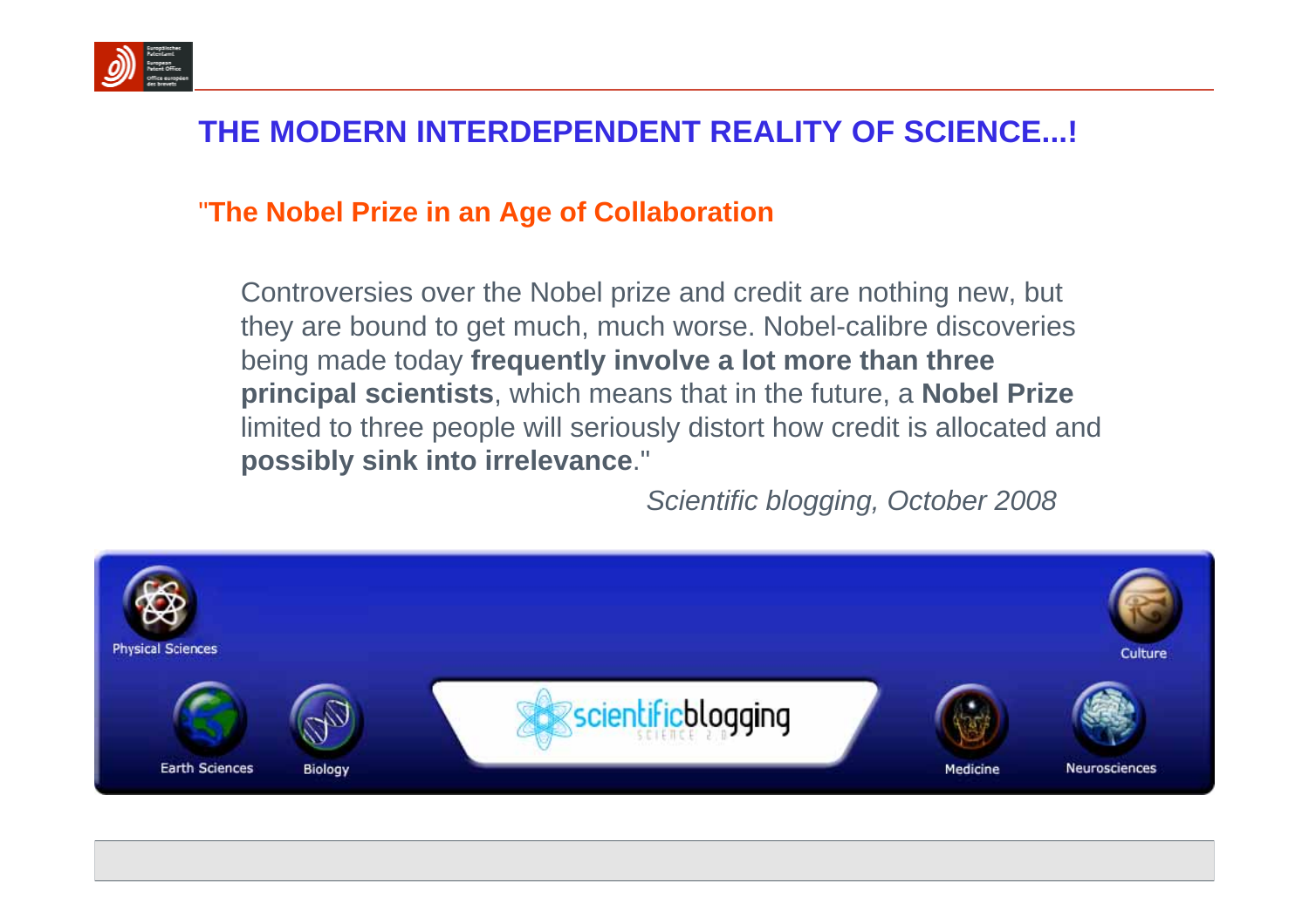# THE MODERN INTERDEPENDENT REALITY OF SCIENCE...!

## "The Nobel Prize in an Age of Collaboration

Controversies over the Nobel prize and credit are nothing new, but they are bound to get much, much worse. Nobel-calibre discoveries being made today **frequently involve a lot more than three principal scientists**, which means that in the future, a **Nobel Prize** limited to three people will seriously distort how credit is allocated and **possibly sink into irrelevance**."

*Scientific blogging, October 2008*

Physical Sciences | Earth Sciences | Biology | scientificblogging SCIENCE 2.0 | Medicine | Neurosciences | Culture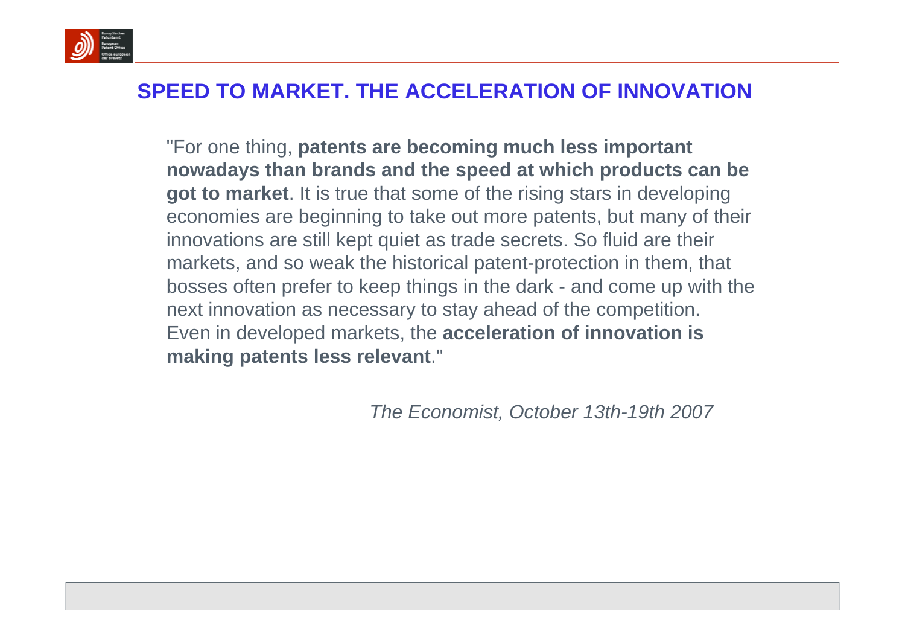## SPEED TO MARKET. THE ACCELERATION OF INNOVATION

"For one thing, **patents are becoming much less important nowadays than brands and the speed at which products can be got to market**. It is true that some of the rising stars in developing economies are beginning to take out more patents, but many of their innovations are still kept quiet as trade secrets. So fluid are their markets, and so weak the historical patent-protection in them, that bosses often prefer to keep things in the dark - and come up with the next innovation as necessary to stay ahead of the competition. Even in developed markets, the **acceleration of innovation is making patents less relevant**."

*The Economist, October 13th-19th 2007*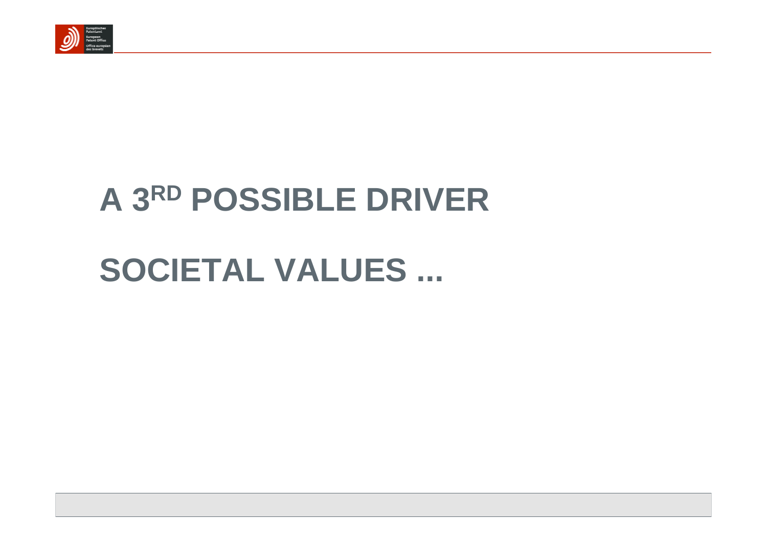# A 3[RD] POSSIBLE DRIVER

# SOCIETAL VALUES ...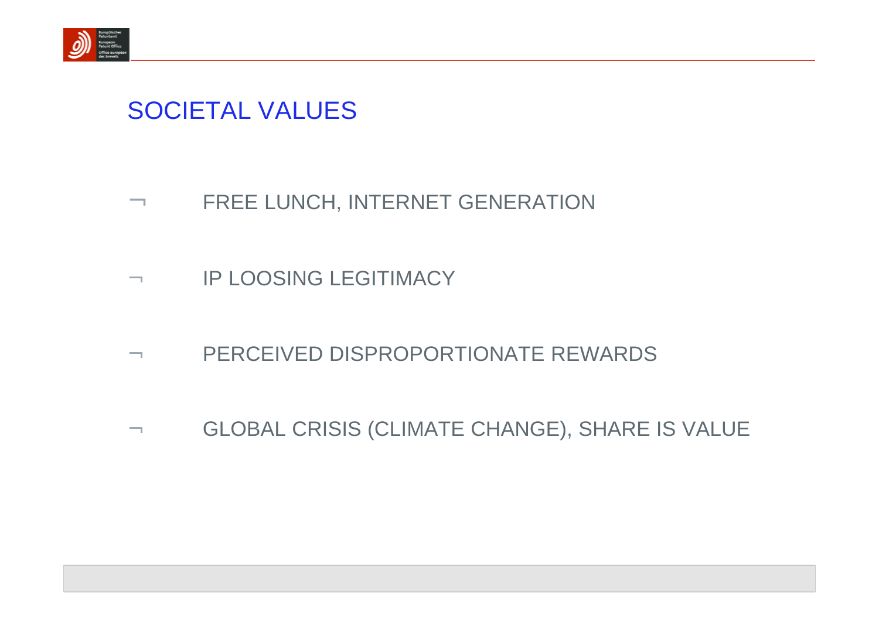# SOCIETAL VALUES

- FREE LUNCH, INTERNET GENERATION
- IP LOOSING LEGITIMACY
- PERCEIVED DISPROPORTIONATE REWARDS
- GLOBAL CRISIS (CLIMATE CHANGE), SHARE IS VALUE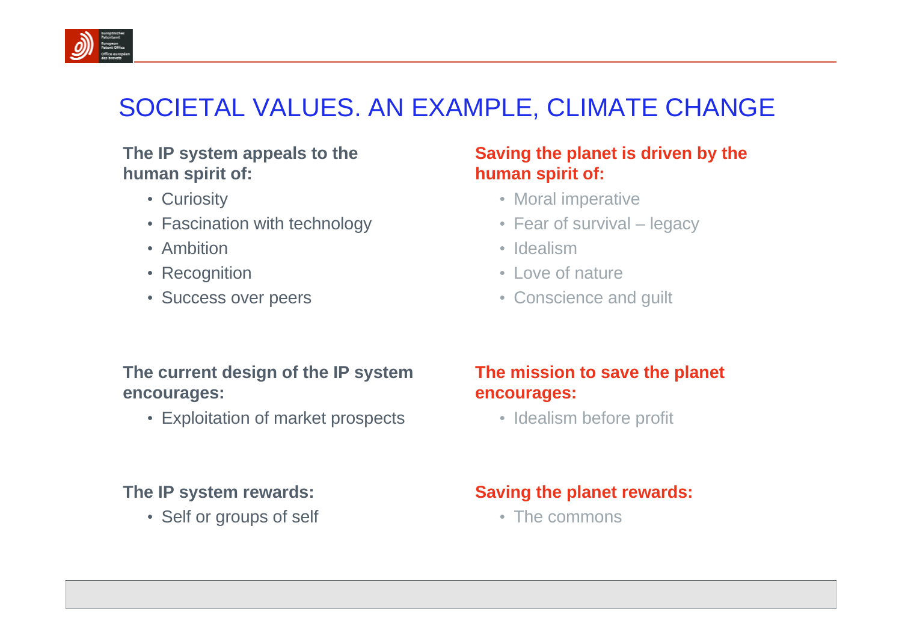# SOCIETAL VALUES. AN EXAMPLE, CLIMATE CHANGE

**The IP system appeals to the human spirit of:**

- Curiosity
- Fascination with technology
- Ambition
- Recognition
- Success over peers

**Saving the planet is driven by the human spirit of:**

- Moral imperative
- Fear of survival – legacy
- Idealism
- Love of nature
- Conscience and guilt

**The current design of the IP system encourages:**

- Exploitation of market prospects

**The mission to save the planet encourages:**

- Idealism before profit

**The IP system rewards:**

- Self or groups of self

**Saving the planet rewards:**

- The commons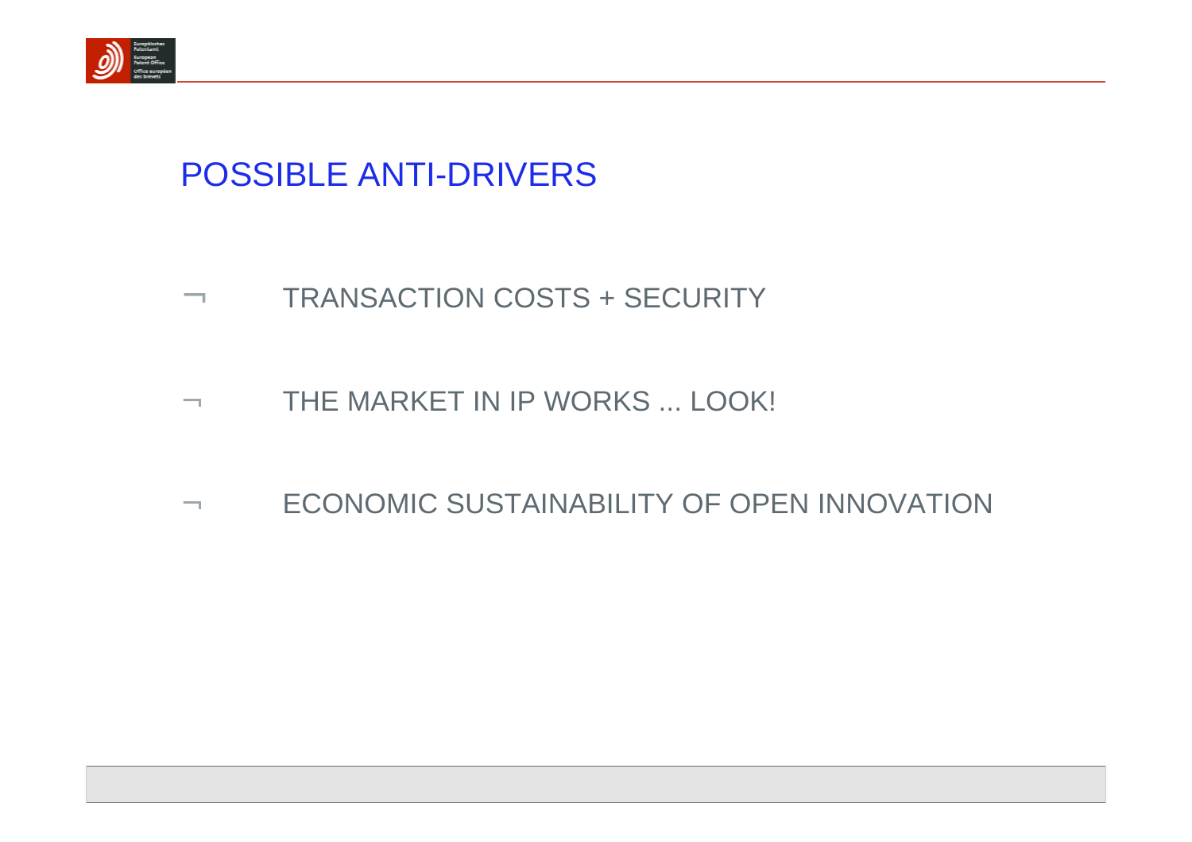# POSSIBLE ANTI-DRIVERS

- TRANSACTION COSTS + SECURITY
- THE MARKET IN IP WORKS ... LOOK!
- ECONOMIC SUSTAINABILITY OF OPEN INNOVATION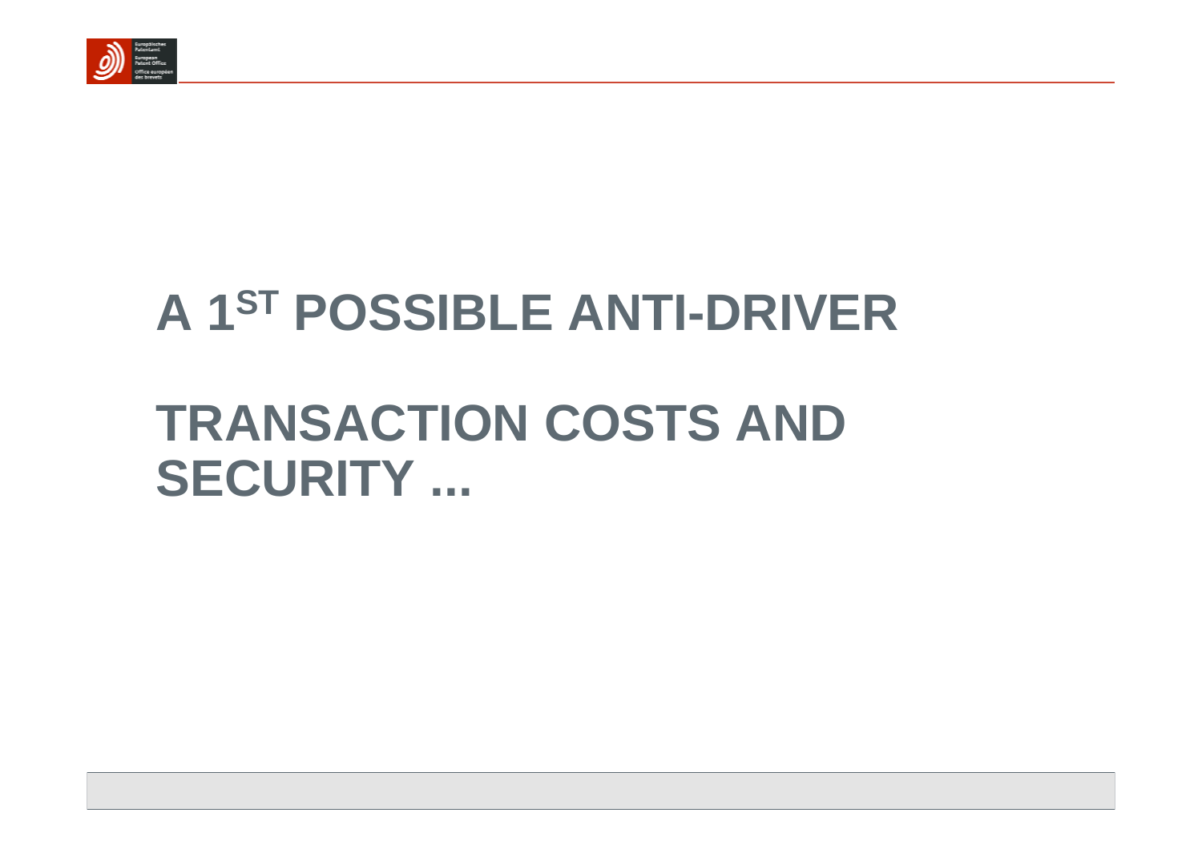# A 1ST POSSIBLE ANTI-DRIVER

# TRANSACTION COSTS AND SECURITY ...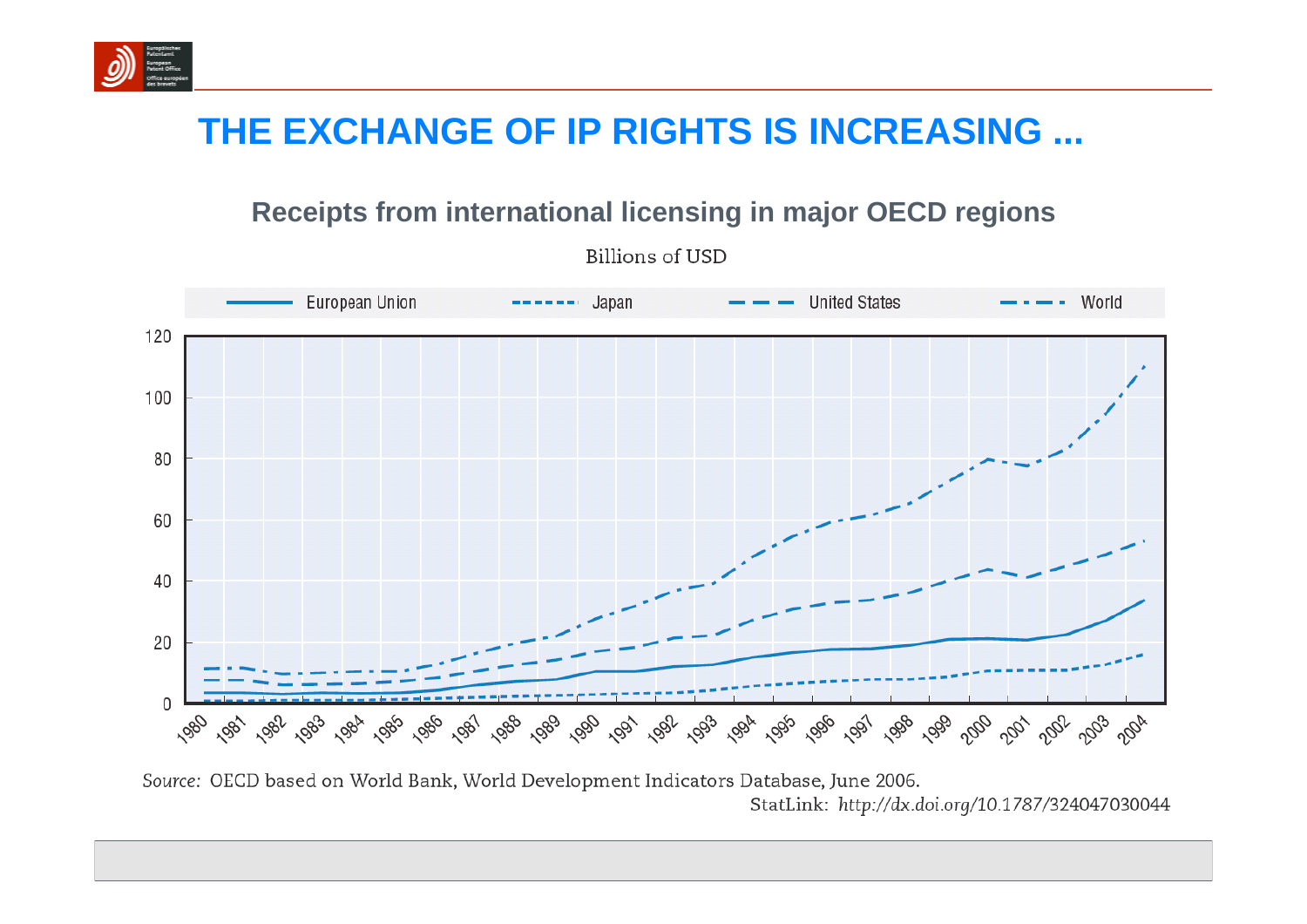# THE EXCHANGE OF IP RIGHTS IS INCREASING ...

## Receipts from international licensing in major OECD regions

Billions of USD

European Union | Japan | United States | World

*Source:* OECD based on World Bank, World Development Indicators Database, June 2006.

StatLink: *http://dx.doi.org/10.1787/324047030044*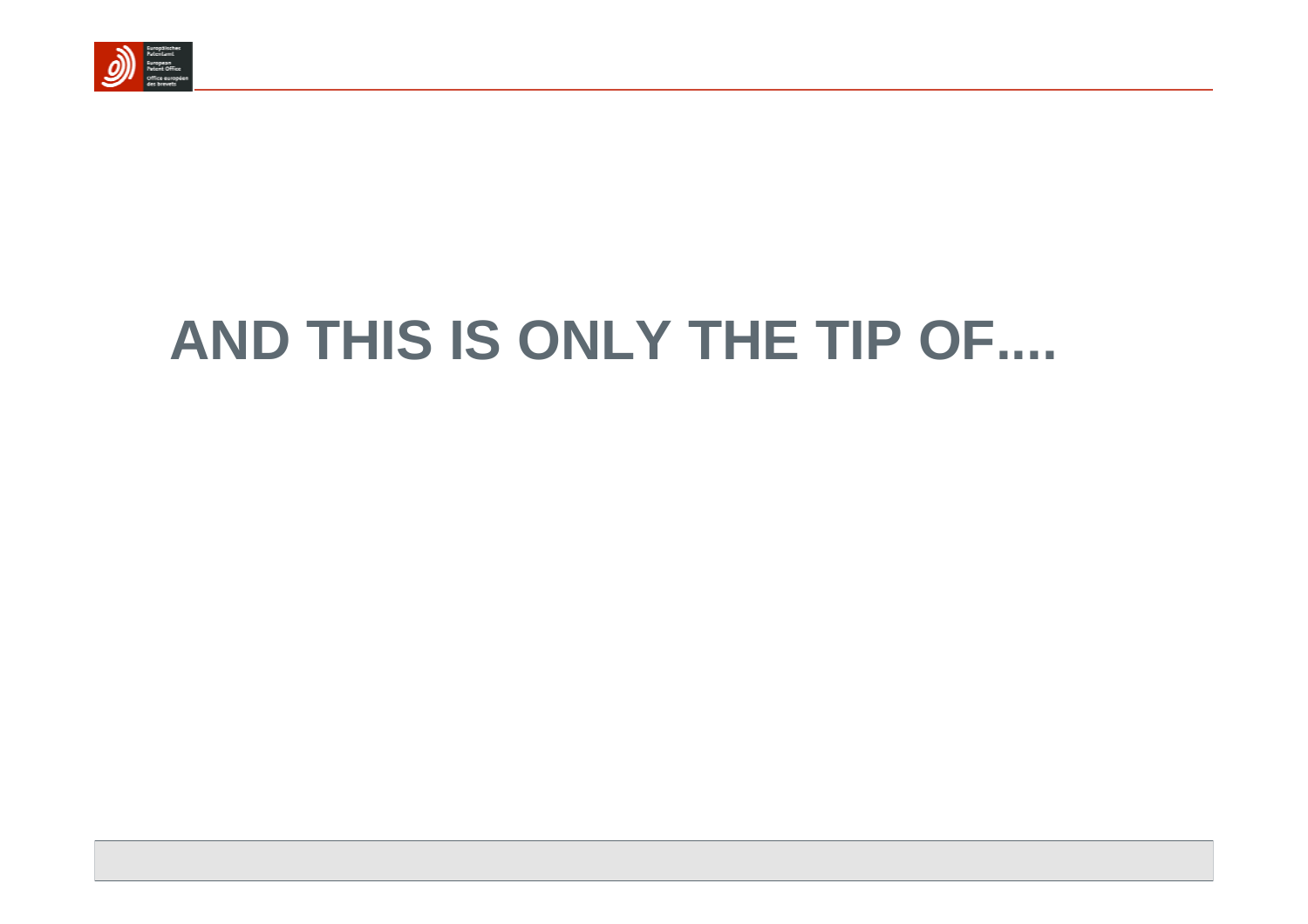# AND THIS IS ONLY THE TIP OF....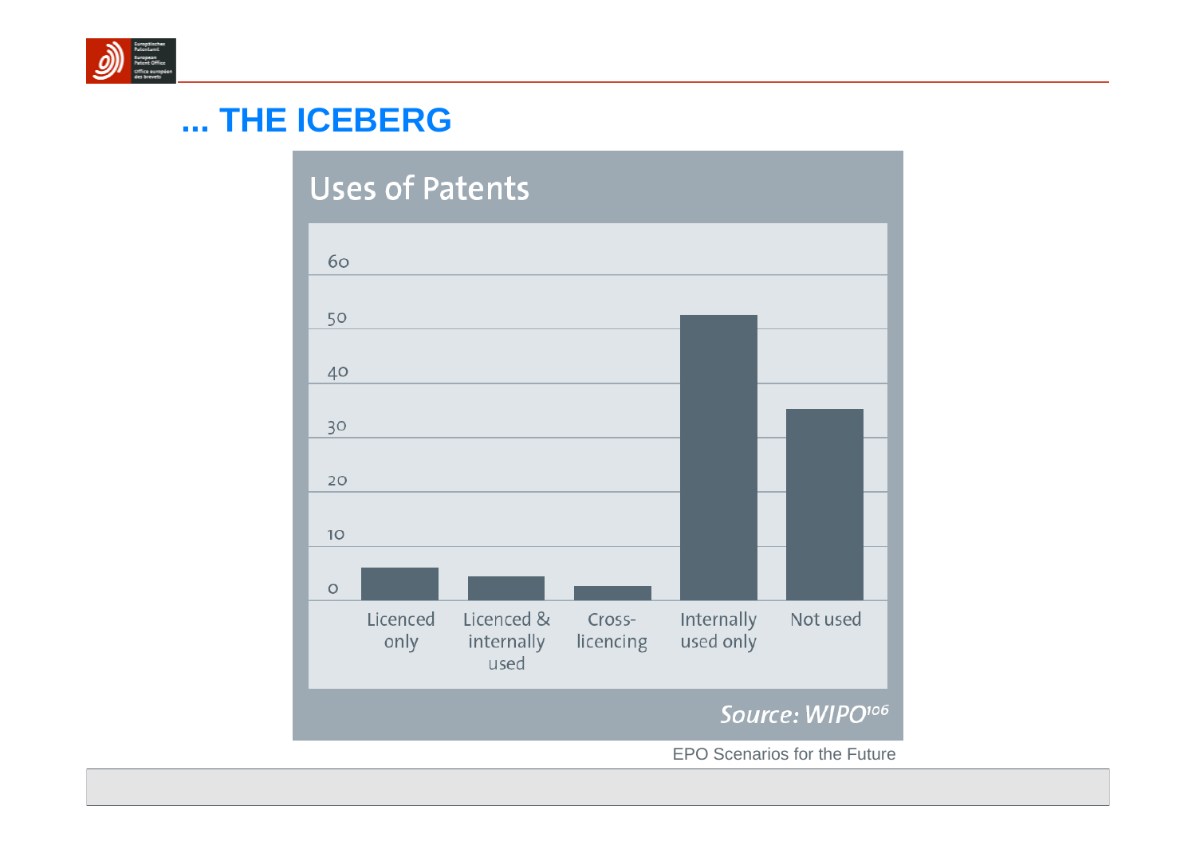## ... THE ICEBERG

**Uses of Patents**

| Use | Value (approx.) |
|---|---|
| Licenced only | 6 |
| Licenced & internally used | 4 |
| Cross-licencing | 2 |
| Internally used only | 52 |
| Not used | 35 |

*Source: WIPO[106]*

EPO Scenarios for the Future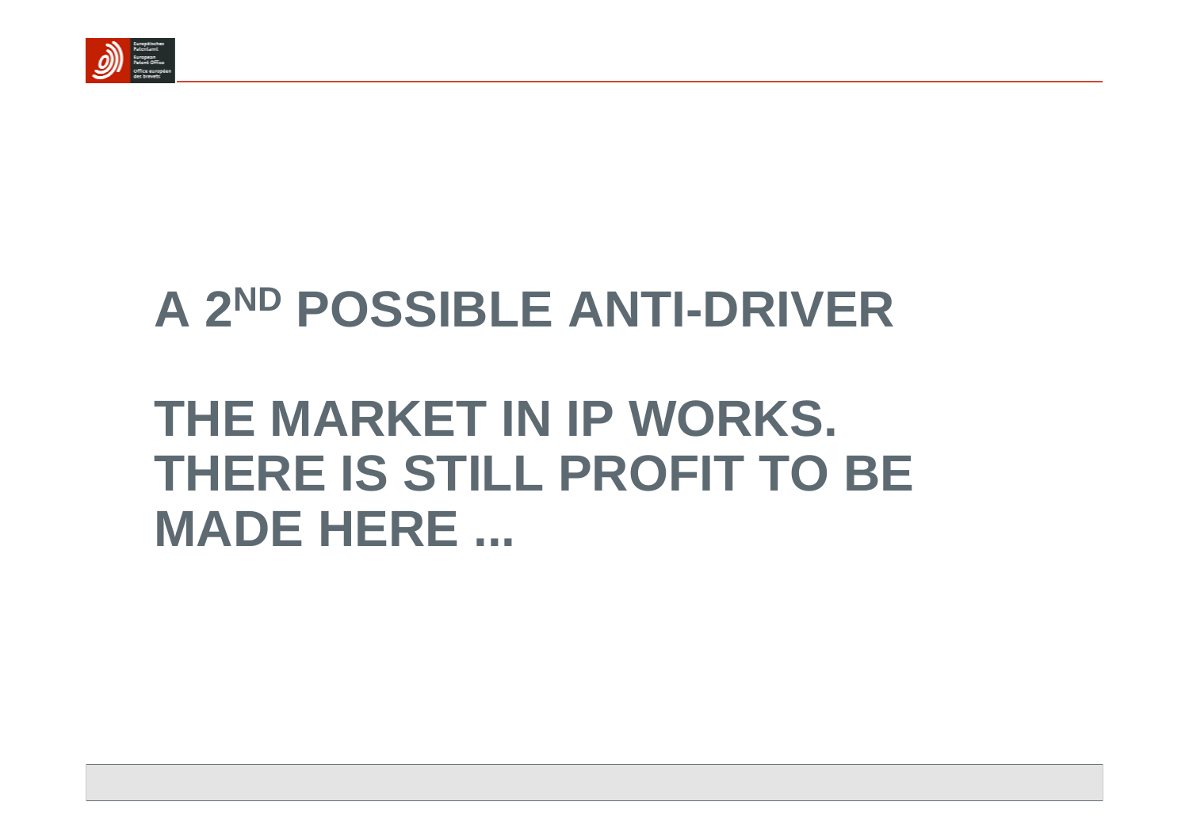# A 2ND POSSIBLE ANTI-DRIVER

# THE MARKET IN IP WORKS. THERE IS STILL PROFIT TO BE MADE HERE ...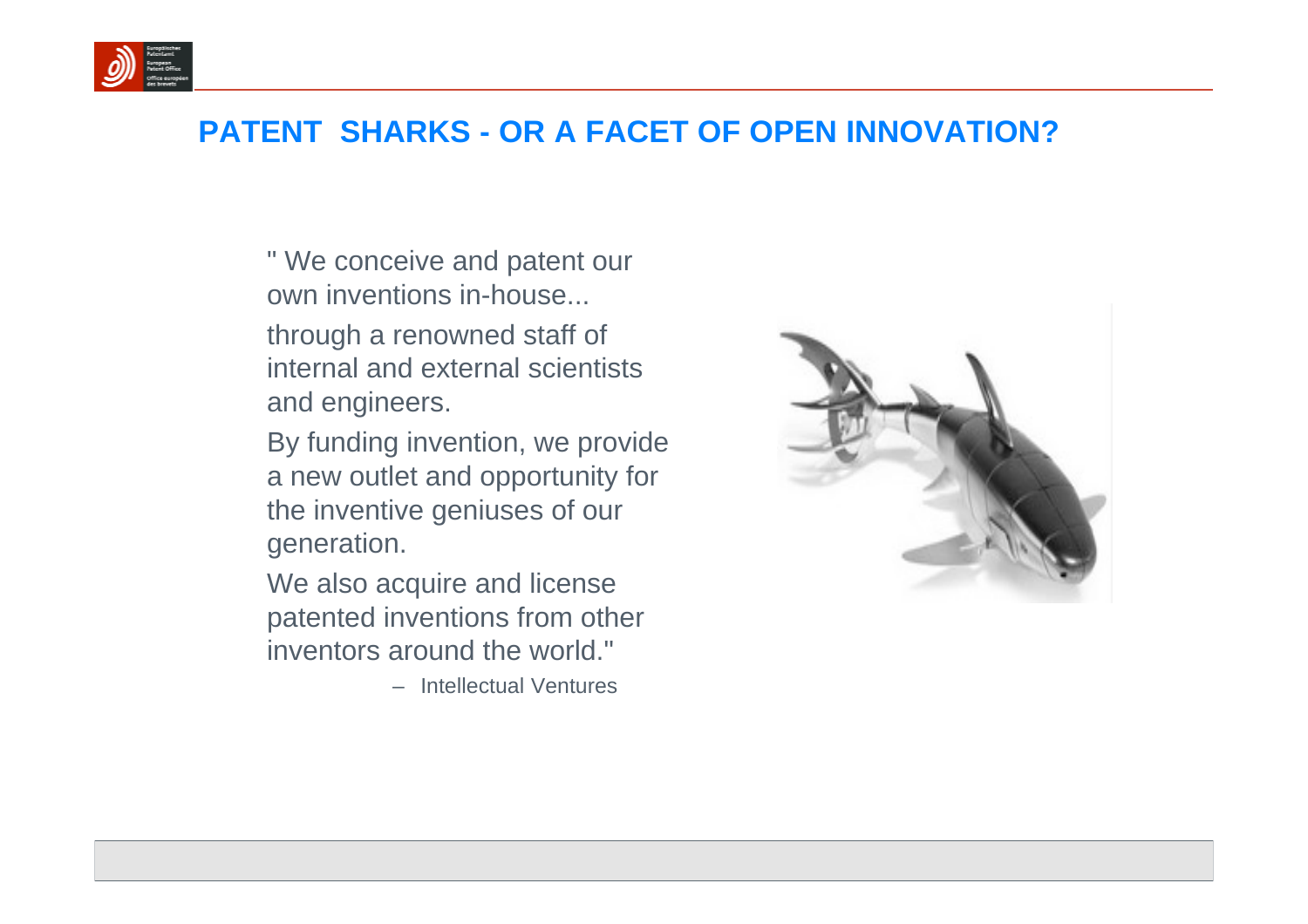## PATENT SHARKS - OR A FACET OF OPEN INNOVATION?

" We conceive and patent our own inventions in-house...

through a renowned staff of internal and external scientists and engineers.

By funding invention, we provide a new outlet and opportunity for the inventive geniuses of our generation.

We also acquire and license patented inventions from other inventors around the world."

– Intellectual Ventures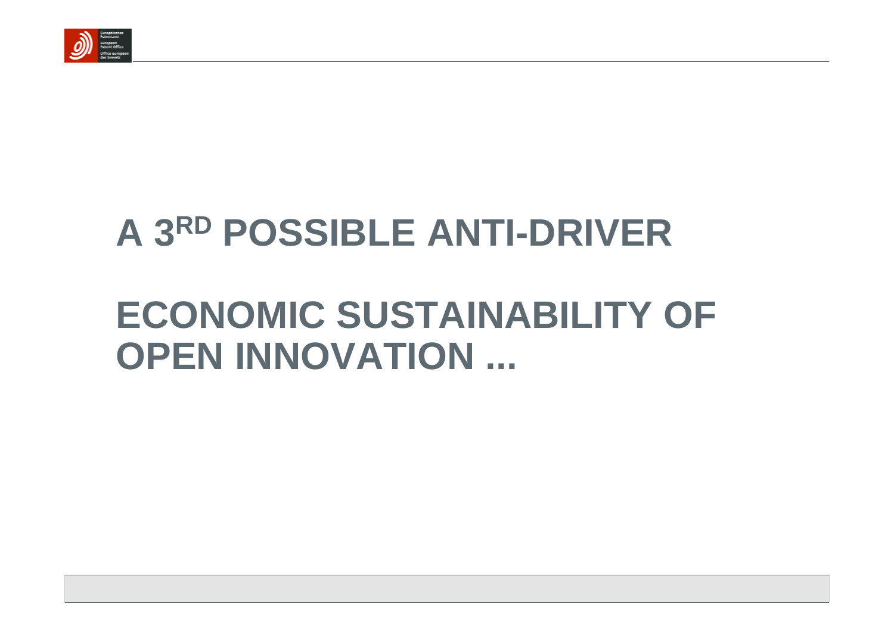# A 3[RD] POSSIBLE ANTI-DRIVER

# ECONOMIC SUSTAINABILITY OF OPEN INNOVATION ...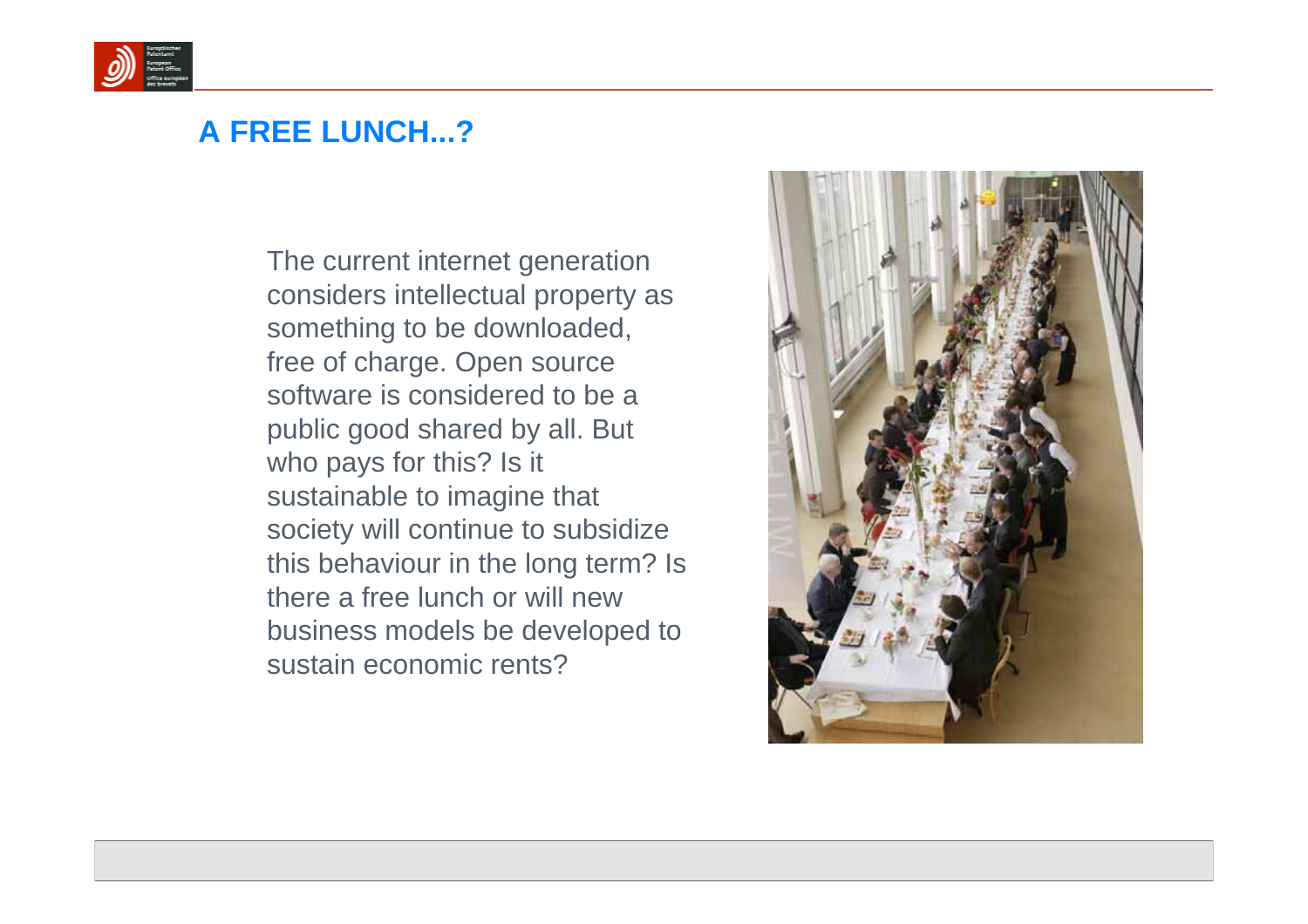# A FREE LUNCH...?

The current internet generation considers intellectual property as something to be downloaded, free of charge. Open source software is considered to be a public good shared by all. But who pays for this? Is it sustainable to imagine that society will continue to subsidize this behaviour in the long term? Is there a free lunch or will new business models be developed to sustain economic rents?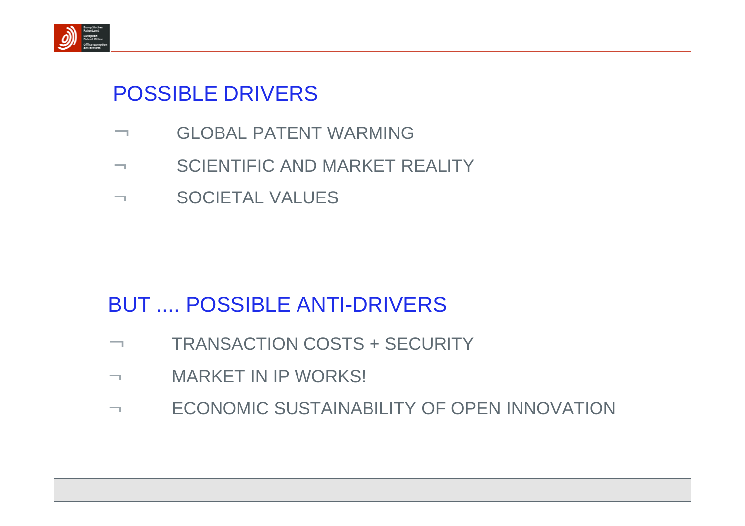## POSSIBLE DRIVERS

- GLOBAL PATENT WARMING
- SCIENTIFIC AND MARKET REALITY
- SOCIETAL VALUES

## BUT .... POSSIBLE ANTI-DRIVERS

- TRANSACTION COSTS + SECURITY
- MARKET IN IP WORKS!
- ECONOMIC SUSTAINABILITY OF OPEN INNOVATION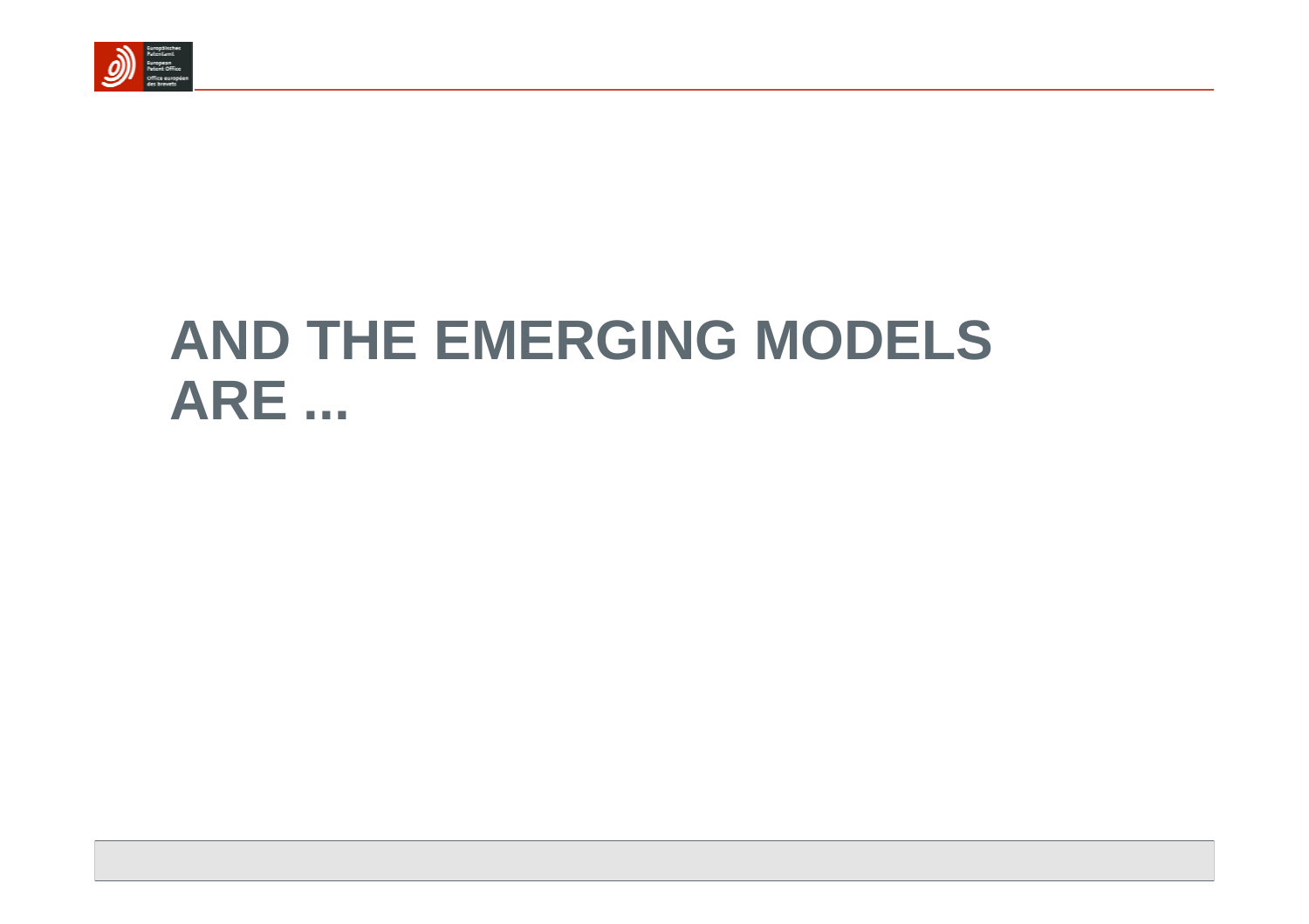# AND THE EMERGING MODELS ARE ...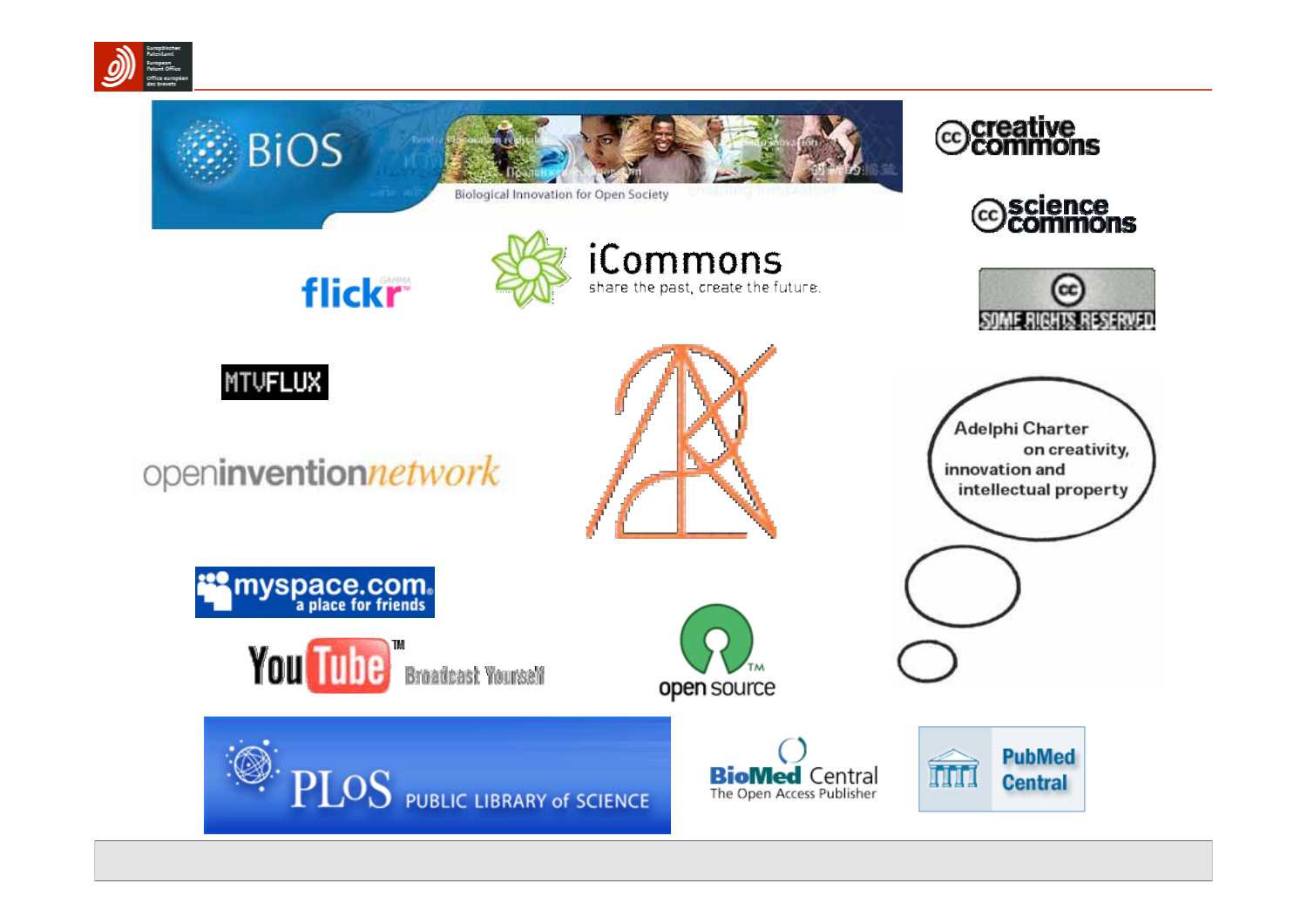BiOS

Biological Innovation for Open Society

creative commons

science commons

flickr

iCommons

share the past, create the future.

SOME RIGHTS RESERVED

MTVFLUX

openinventionnetwork

Adelphi Charter on creativity, innovation and intellectual property

myspace.com a place for friends

YouTube Broadcast Yourself

open source

PLoS PUBLIC LIBRARY of SCIENCE

BioMed Central The Open Access Publisher

PubMed Central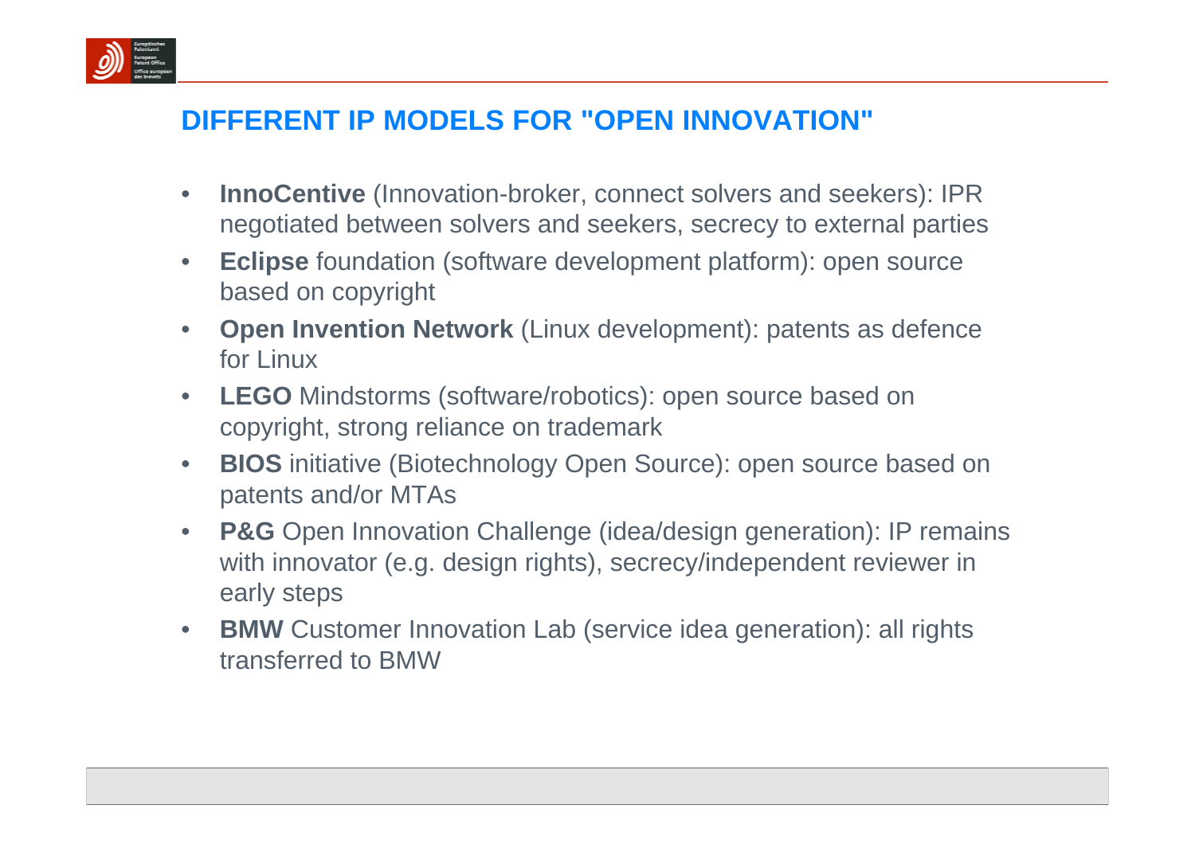## DIFFERENT IP MODELS FOR "OPEN INNOVATION"

- **InnoCentive** (Innovation-broker, connect solvers and seekers): IPR negotiated between solvers and seekers, secrecy to external parties
- **Eclipse** foundation (software development platform): open source based on copyright
- **Open Invention Network** (Linux development): patents as defence for Linux
- **LEGO** Mindstorms (software/robotics): open source based on copyright, strong reliance on trademark
- **BIOS** initiative (Biotechnology Open Source): open source based on patents and/or MTAs
- **P&G** Open Innovation Challenge (idea/design generation): IP remains with innovator (e.g. design rights), secrecy/independent reviewer in early steps
- **BMW** Customer Innovation Lab (service idea generation): all rights transferred to BMW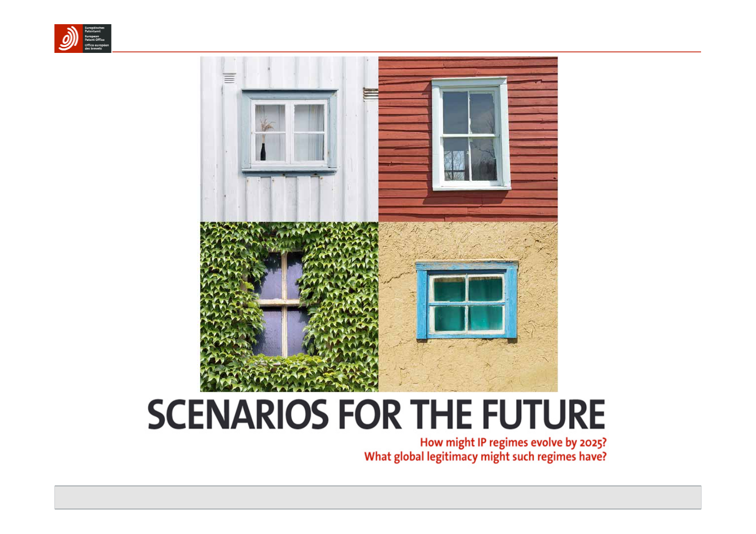# SCENARIOS FOR THE FUTURE

How might IP regimes evolve by 2025?
What global legitimacy might such regimes have?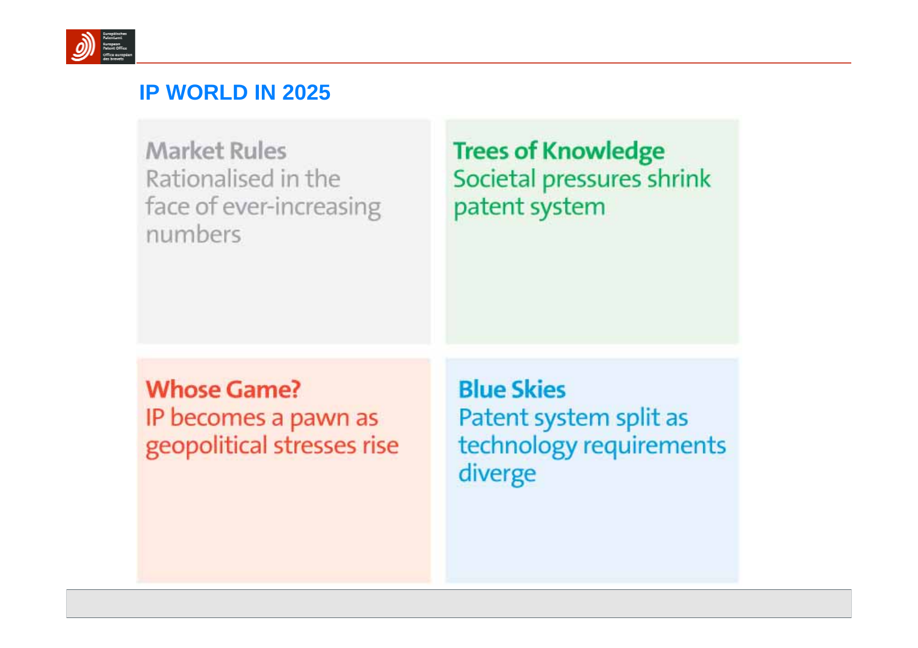# IP WORLD IN 2025

**Market Rules**
Rationalised in the face of ever-increasing numbers

**Trees of Knowledge**
Societal pressures shrink patent system

**Whose Game?**
IP becomes a pawn as geopolitical stresses rise

**Blue Skies**
Patent system split as technology requirements diverge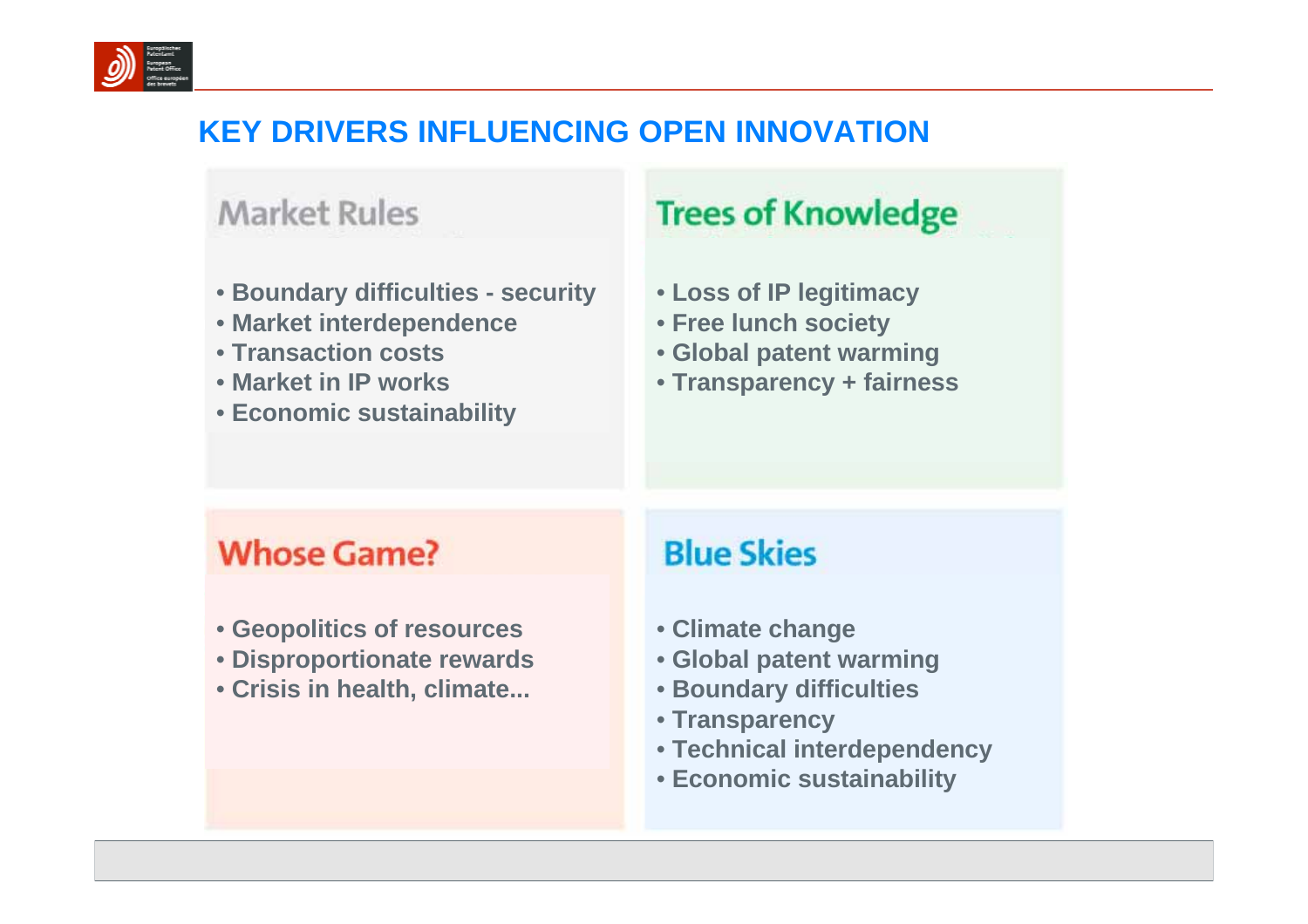# KEY DRIVERS INFLUENCING OPEN INNOVATION

## Market Rules

- Boundary difficulties - security
- Market interdependence
- Transaction costs
- Market in IP works
- Economic sustainability

## Trees of Knowledge

- Loss of IP legitimacy
- Free lunch society
- Global patent warming
- Transparency + fairness

## Whose Game?

- Geopolitics of resources
- Disproportionate rewards
- Crisis in health, climate...

## Blue Skies

- Climate change
- Global patent warming
- Boundary difficulties
- Transparency
- Technical interdependency
- Economic sustainability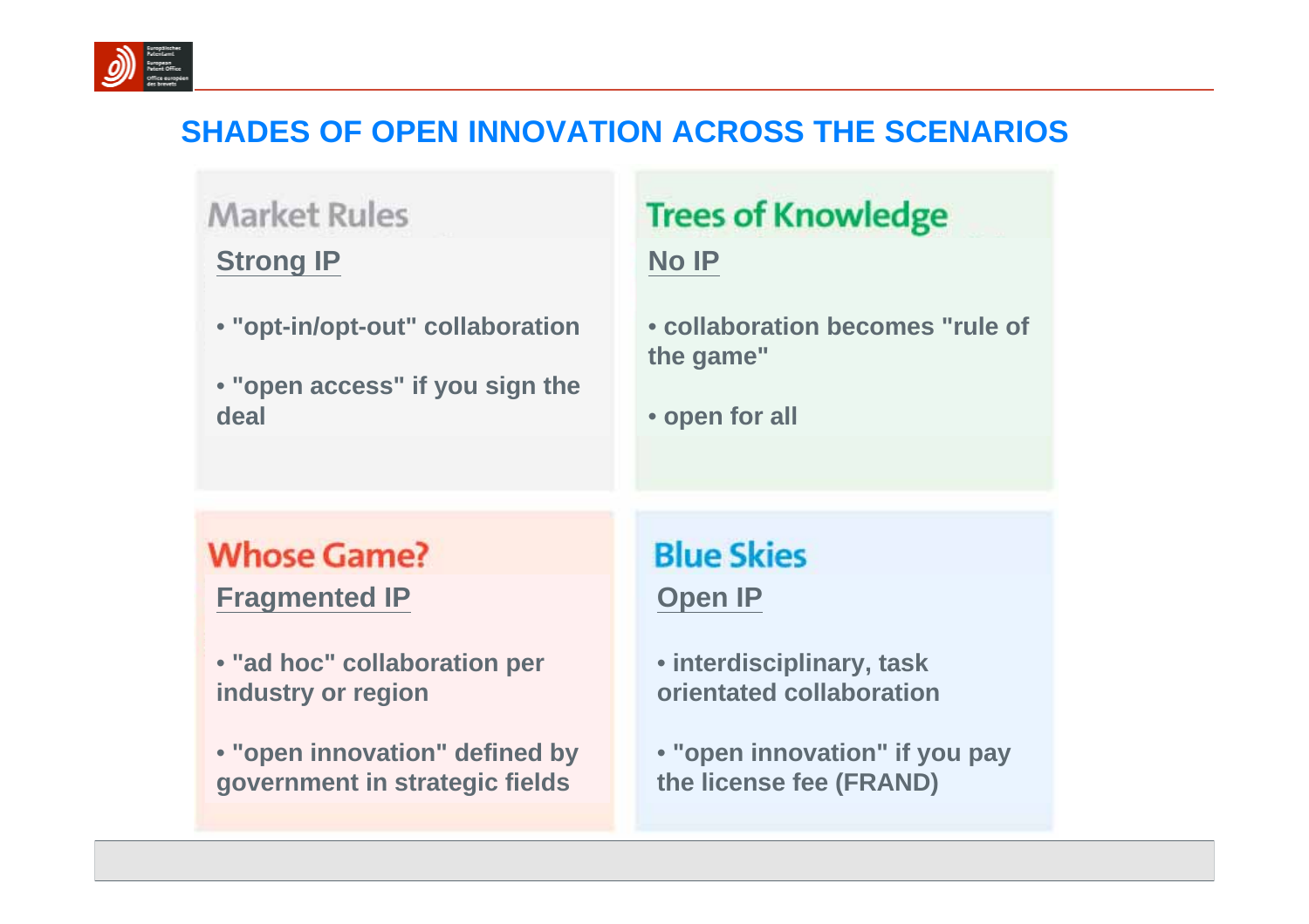# SHADES OF OPEN INNOVATION ACROSS THE SCENARIOS

## Market Rules

**Strong IP**

- "opt-in/opt-out" collaboration
- "open access" if you sign the deal

## Trees of Knowledge

**No IP**

- collaboration becomes "rule of the game"
- open for all

## Whose Game?

**Fragmented IP**

- "ad hoc" collaboration per industry or region
- "open innovation" defined by government in strategic fields

## Blue Skies

**Open IP**

- interdisciplinary, task orientated collaboration
- "open innovation" if you pay the license fee (FRAND)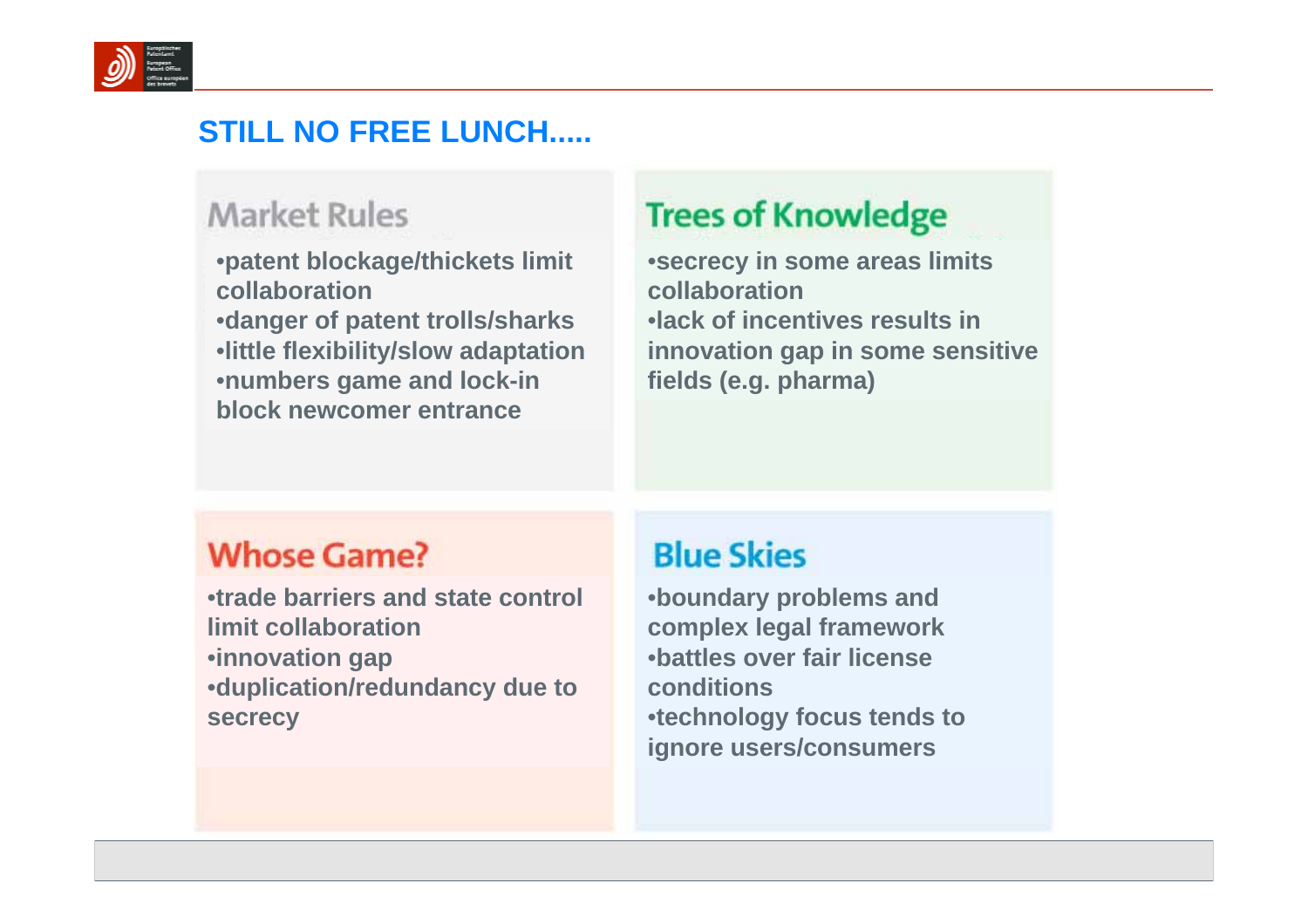## STILL NO FREE LUNCH.....

### Market Rules

- patent blockage/thickets limit collaboration
- danger of patent trolls/sharks
- little flexibility/slow adaptation
- numbers game and lock-in block newcomer entrance

### Trees of Knowledge

- secrecy in some areas limits collaboration
- lack of incentives results in innovation gap in some sensitive fields (e.g. pharma)

### Whose Game?

- trade barriers and state control limit collaboration
- innovation gap
- duplication/redundancy due to secrecy

### Blue Skies

- boundary problems and complex legal framework
- battles over fair license conditions
- technology focus tends to ignore users/consumers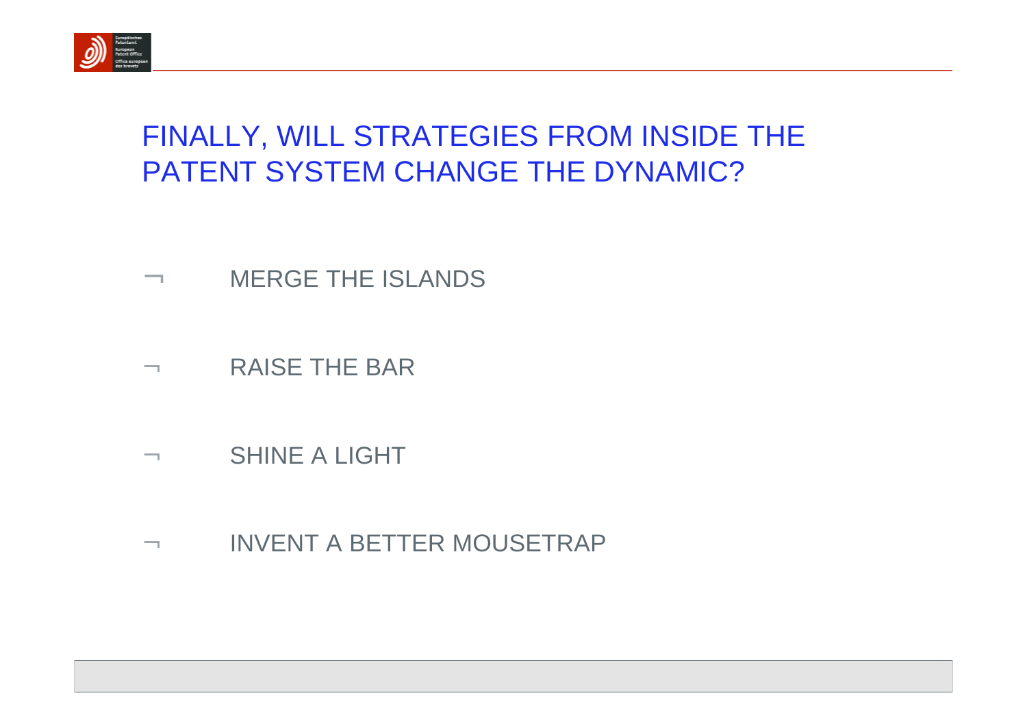# FINALLY, WILL STRATEGIES FROM INSIDE THE PATENT SYSTEM CHANGE THE DYNAMIC?

- MERGE THE ISLANDS
- RAISE THE BAR
- SHINE A LIGHT
- INVENT A BETTER MOUSETRAP